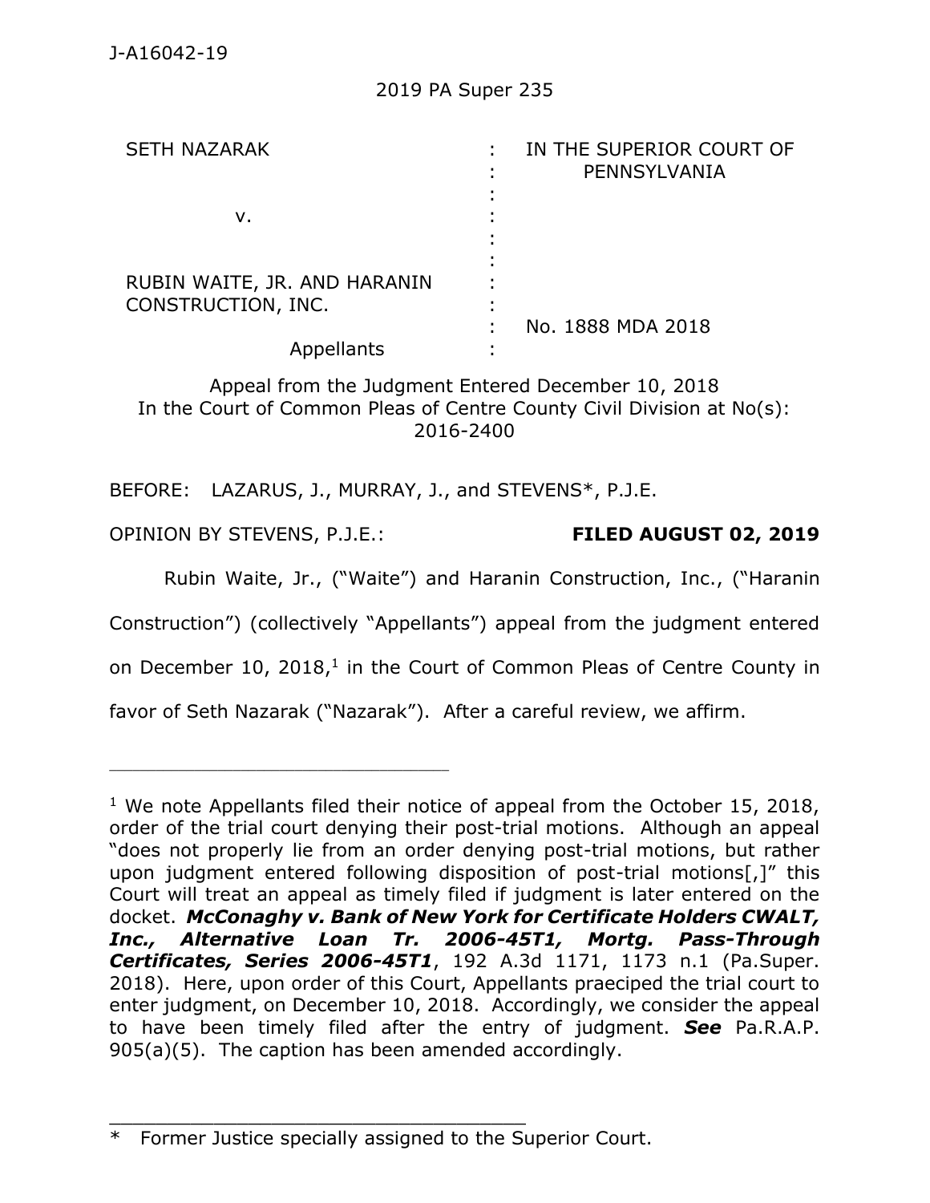J-A16042-19

2019 PA Super 235

| | | |
|---|---|---|
| SETH NAZARAK | : | IN THE SUPERIOR COURT OF PENNSYLVANIA |
| v. | : | |
| RUBIN WAITE, JR. AND HARANIN CONSTRUCTION, INC. | : | |
| | : | No. 1888 MDA 2018 |
| Appellants | : | |

Appeal from the Judgment Entered December 10, 2018
In the Court of Common Pleas of Centre County Civil Division at No(s): 2016-2400

BEFORE: LAZARUS, J., MURRAY, J., and STEVENS*, P.J.E.

OPINION BY STEVENS, P.J.E.: **FILED AUGUST 02, 2019**

Rubin Waite, Jr., ("Waite") and Haranin Construction, Inc., ("Haranin Construction") (collectively "Appellants") appeal from the judgment entered on December 10, 2018,[1] in the Court of Common Pleas of Centre County in favor of Seth Nazarak ("Nazarak"). After a careful review, we affirm.

---

[1] We note Appellants filed their notice of appeal from the October 15, 2018, order of the trial court denying their post-trial motions. Although an appeal "does not properly lie from an order denying post-trial motions, but rather upon judgment entered following disposition of post-trial motions[,]" this Court will treat an appeal as timely filed if judgment is later entered on the docket. ***McConaghy v. Bank of New York for Certificate Holders CWALT, Inc., Alternative Loan Tr. 2006-45T1, Mortg. Pass-Through Certificates, Series 2006-45T1***, 192 A.3d 1171, 1173 n.1 (Pa.Super. 2018). Here, upon order of this Court, Appellants praeciped the trial court to enter judgment, on December 10, 2018. Accordingly, we consider the appeal to have been timely filed after the entry of judgment. ***See*** Pa.R.A.P. 905(a)(5). The caption has been amended accordingly.

---

\* Former Justice specially assigned to the Superior Court.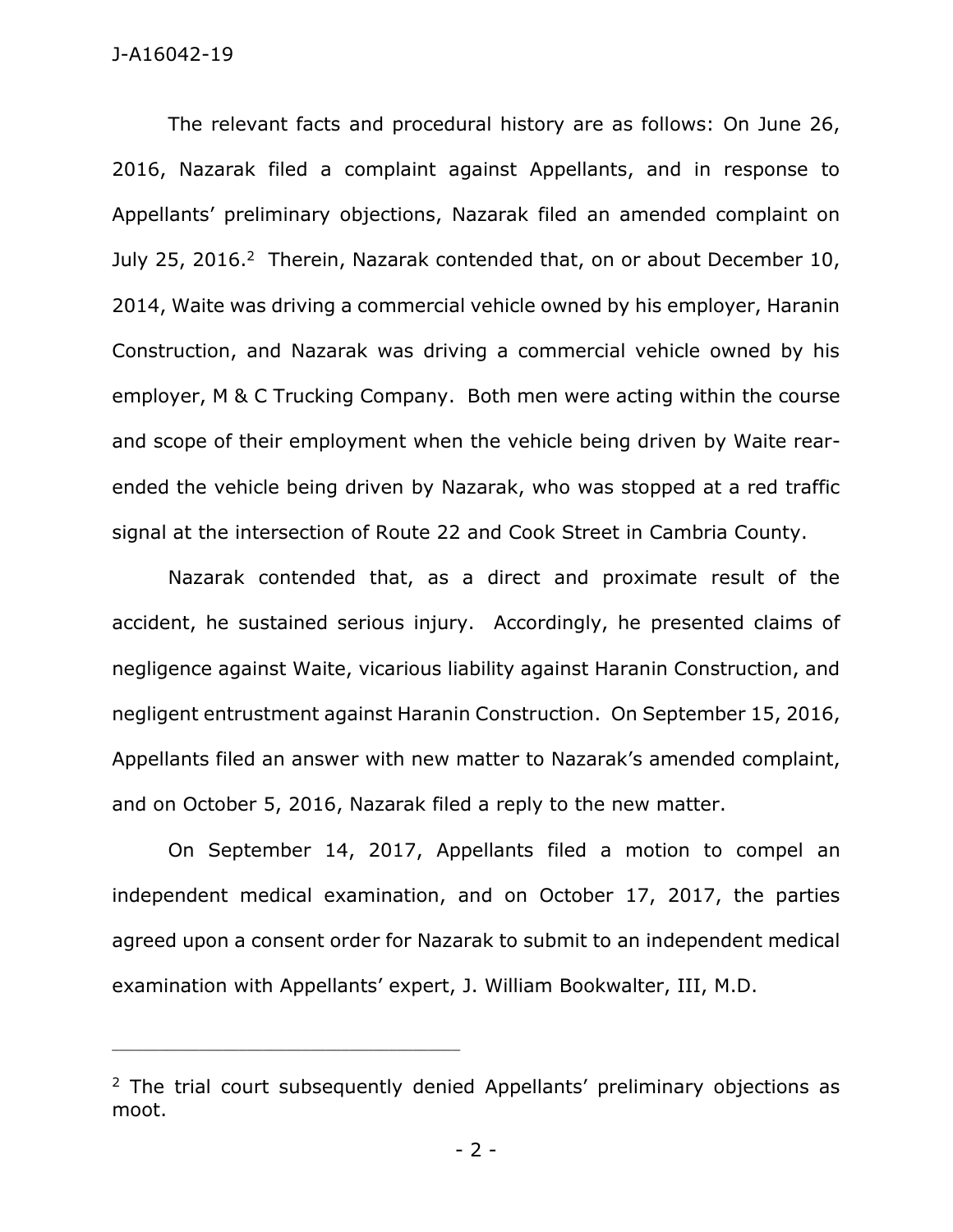The relevant facts and procedural history are as follows: On June 26, 2016, Nazarak filed a complaint against Appellants, and in response to Appellants' preliminary objections, Nazarak filed an amended complaint on July 25, 2016.[2] Therein, Nazarak contended that, on or about December 10, 2014, Waite was driving a commercial vehicle owned by his employer, Haranin Construction, and Nazarak was driving a commercial vehicle owned by his employer, M & C Trucking Company. Both men were acting within the course and scope of their employment when the vehicle being driven by Waite rear-ended the vehicle being driven by Nazarak, who was stopped at a red traffic signal at the intersection of Route 22 and Cook Street in Cambria County.

Nazarak contended that, as a direct and proximate result of the accident, he sustained serious injury. Accordingly, he presented claims of negligence against Waite, vicarious liability against Haranin Construction, and negligent entrustment against Haranin Construction. On September 15, 2016, Appellants filed an answer with new matter to Nazarak's amended complaint, and on October 5, 2016, Nazarak filed a reply to the new matter.

On September 14, 2017, Appellants filed a motion to compel an independent medical examination, and on October 17, 2017, the parties agreed upon a consent order for Nazarak to submit to an independent medical examination with Appellants' expert, J. William Bookwalter, III, M.D.

---

[2] The trial court subsequently denied Appellants' preliminary objections as moot.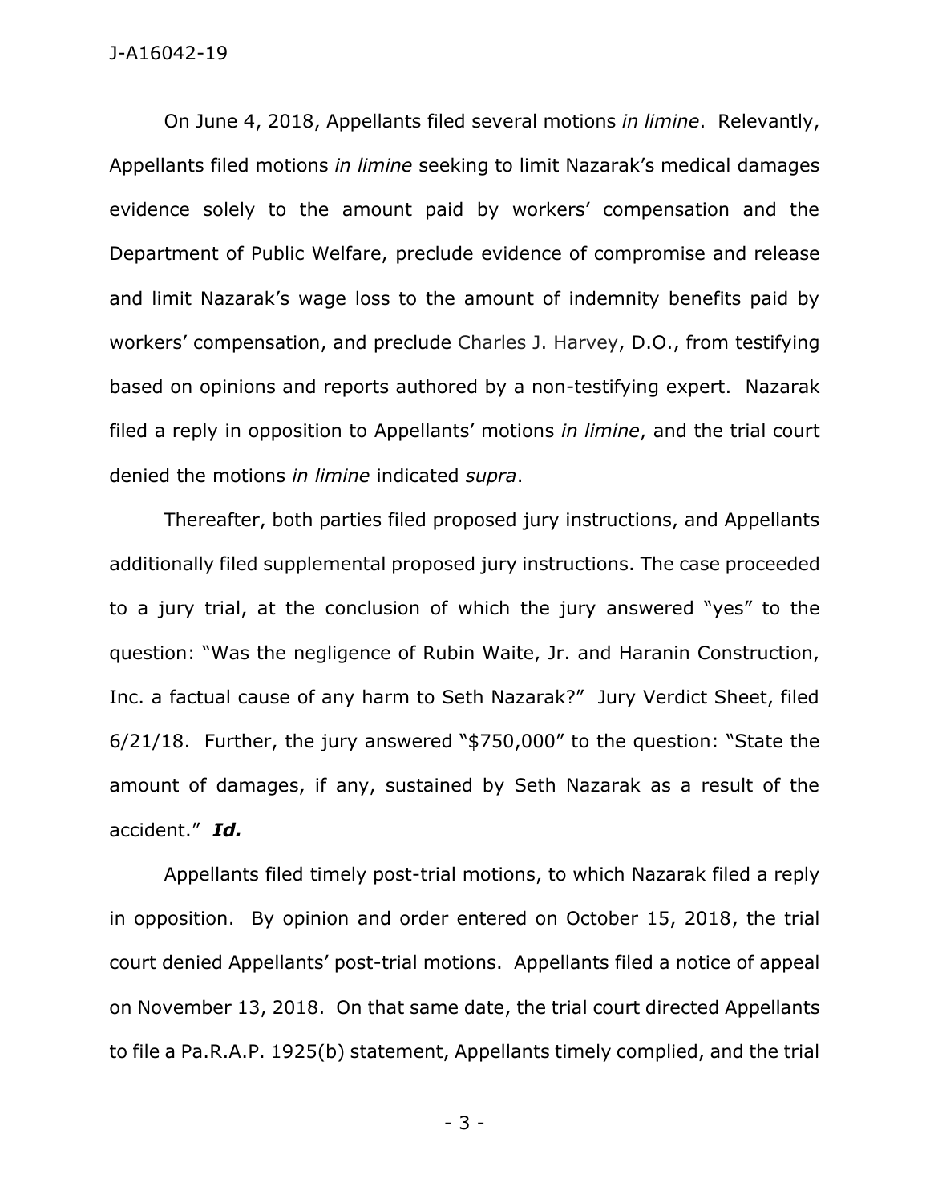On June 4, 2018, Appellants filed several motions *in limine*. Relevantly, Appellants filed motions *in limine* seeking to limit Nazarak's medical damages evidence solely to the amount paid by workers' compensation and the Department of Public Welfare, preclude evidence of compromise and release and limit Nazarak's wage loss to the amount of indemnity benefits paid by workers' compensation, and preclude Charles J. Harvey, D.O., from testifying based on opinions and reports authored by a non-testifying expert. Nazarak filed a reply in opposition to Appellants' motions *in limine*, and the trial court denied the motions *in limine* indicated *supra*.

Thereafter, both parties filed proposed jury instructions, and Appellants additionally filed supplemental proposed jury instructions. The case proceeded to a jury trial, at the conclusion of which the jury answered "yes" to the question: "Was the negligence of Rubin Waite, Jr. and Haranin Construction, Inc. a factual cause of any harm to Seth Nazarak?" Jury Verdict Sheet, filed 6/21/18. Further, the jury answered "$750,000" to the question: "State the amount of damages, if any, sustained by Seth Nazarak as a result of the accident." ***Id.***

Appellants filed timely post-trial motions, to which Nazarak filed a reply in opposition. By opinion and order entered on October 15, 2018, the trial court denied Appellants' post-trial motions. Appellants filed a notice of appeal on November 13, 2018. On that same date, the trial court directed Appellants to file a Pa.R.A.P. 1925(b) statement, Appellants timely complied, and the trial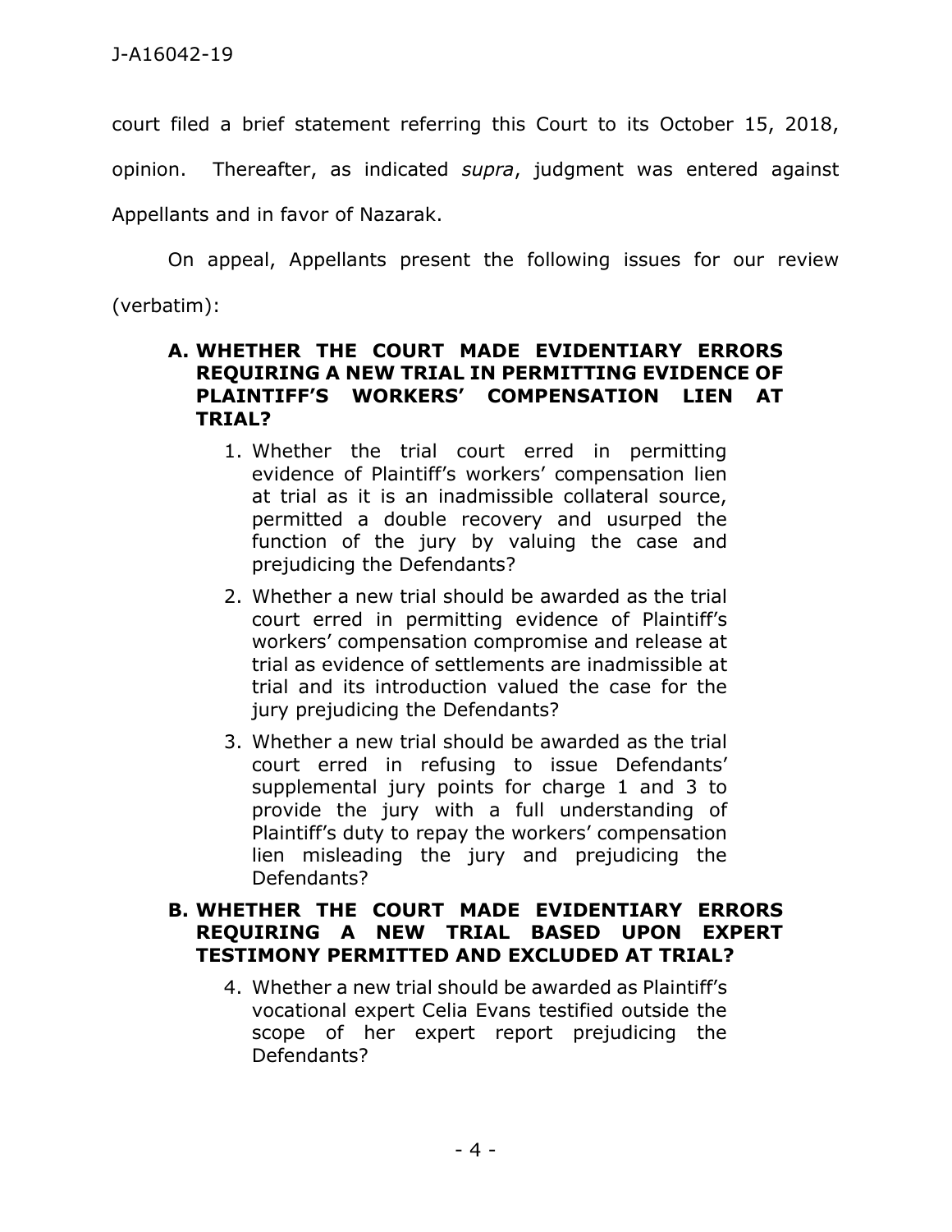court filed a brief statement referring this Court to its October 15, 2018, opinion. Thereafter, as indicated *supra*, judgment was entered against Appellants and in favor of Nazarak.

On appeal, Appellants present the following issues for our review (verbatim):

> **A. WHETHER THE COURT MADE EVIDENTIARY ERRORS REQUIRING A NEW TRIAL IN PERMITTING EVIDENCE OF PLAINTIFF'S WORKERS' COMPENSATION LIEN AT TRIAL?**
>
> 1. Whether the trial court erred in permitting evidence of Plaintiff's workers' compensation lien at trial as it is an inadmissible collateral source, permitted a double recovery and usurped the function of the jury by valuing the case and prejudicing the Defendants?
> 2. Whether a new trial should be awarded as the trial court erred in permitting evidence of Plaintiff's workers' compensation compromise and release at trial as evidence of settlements are inadmissible at trial and its introduction valued the case for the jury prejudicing the Defendants?
> 3. Whether a new trial should be awarded as the trial court erred in refusing to issue Defendants' supplemental jury points for charge 1 and 3 to provide the jury with a full understanding of Plaintiff's duty to repay the workers' compensation lien misleading the jury and prejudicing the Defendants?
>
> **B. WHETHER THE COURT MADE EVIDENTIARY ERRORS REQUIRING A NEW TRIAL BASED UPON EXPERT TESTIMONY PERMITTED AND EXCLUDED AT TRIAL?**
>
> 4. Whether a new trial should be awarded as Plaintiff's vocational expert Celia Evans testified outside the scope of her expert report prejudicing the Defendants?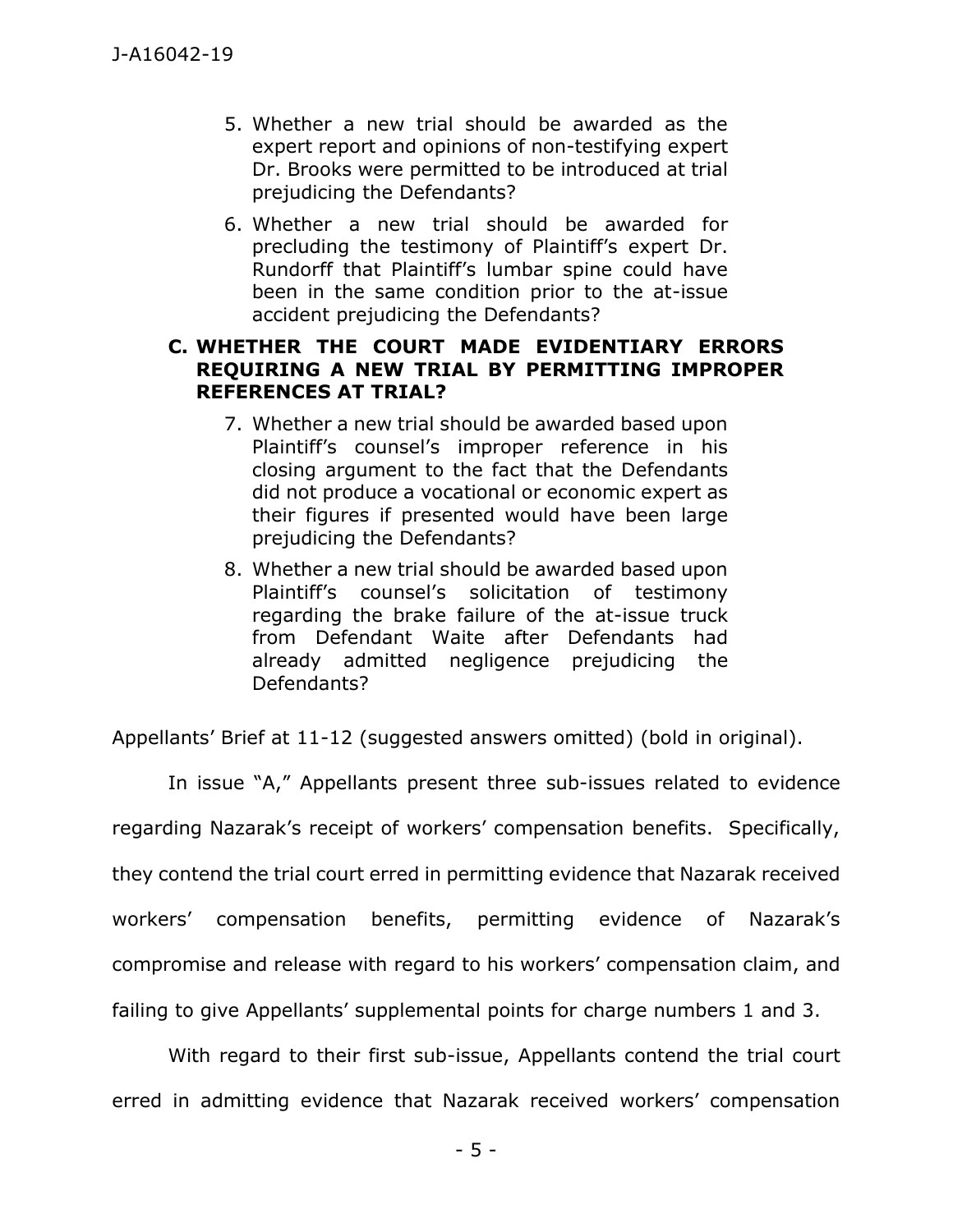5. Whether a new trial should be awarded as the expert report and opinions of non-testifying expert Dr. Brooks were permitted to be introduced at trial prejudicing the Defendants?

6. Whether a new trial should be awarded for precluding the testimony of Plaintiff's expert Dr. Rundorff that Plaintiff's lumbar spine could have been in the same condition prior to the at-issue accident prejudicing the Defendants?

**C. WHETHER THE COURT MADE EVIDENTIARY ERRORS REQUIRING A NEW TRIAL BY PERMITTING IMPROPER REFERENCES AT TRIAL?**

7. Whether a new trial should be awarded based upon Plaintiff's counsel's improper reference in his closing argument to the fact that the Defendants did not produce a vocational or economic expert as their figures if presented would have been large prejudicing the Defendants?

8. Whether a new trial should be awarded based upon Plaintiff's counsel's solicitation of testimony regarding the brake failure of the at-issue truck from Defendant Waite after Defendants had already admitted negligence prejudicing the Defendants?

Appellants' Brief at 11-12 (suggested answers omitted) (bold in original).

In issue "A," Appellants present three sub-issues related to evidence regarding Nazarak's receipt of workers' compensation benefits. Specifically, they contend the trial court erred in permitting evidence that Nazarak received workers' compensation benefits, permitting evidence of Nazarak's compromise and release with regard to his workers' compensation claim, and failing to give Appellants' supplemental points for charge numbers 1 and 3.

With regard to their first sub-issue, Appellants contend the trial court erred in admitting evidence that Nazarak received workers' compensation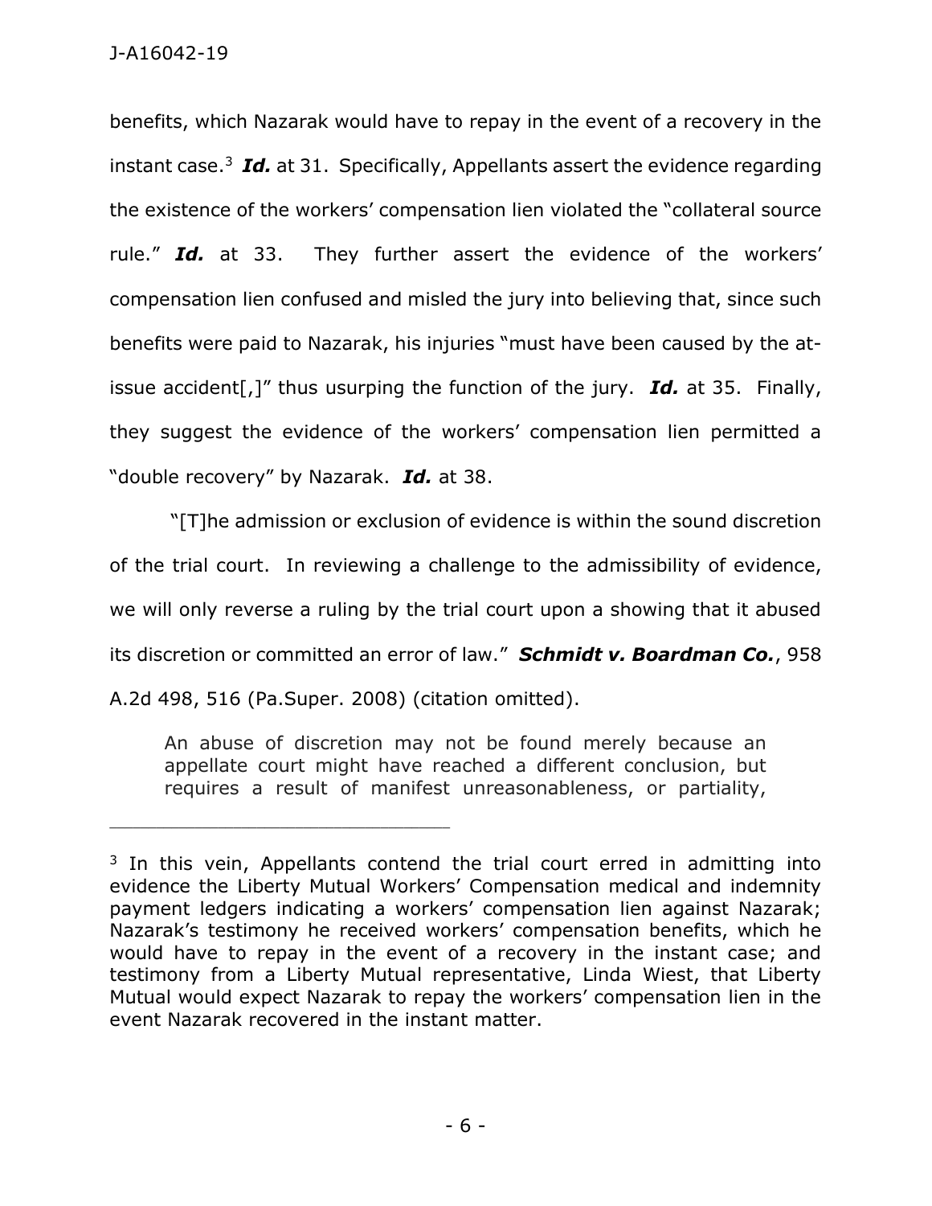benefits, which Nazarak would have to repay in the event of a recovery in the instant case.[3] ***Id.*** at 31. Specifically, Appellants assert the evidence regarding the existence of the workers' compensation lien violated the "collateral source rule." ***Id.*** at 33. They further assert the evidence of the workers' compensation lien confused and misled the jury into believing that, since such benefits were paid to Nazarak, his injuries "must have been caused by the at-issue accident[,]" thus usurping the function of the jury. ***Id.*** at 35. Finally, they suggest the evidence of the workers' compensation lien permitted a "double recovery" by Nazarak. ***Id.*** at 38.

"[T]he admission or exclusion of evidence is within the sound discretion of the trial court. In reviewing a challenge to the admissibility of evidence, we will only reverse a ruling by the trial court upon a showing that it abused its discretion or committed an error of law." ***Schmidt v. Boardman Co.***, 958 A.2d 498, 516 (Pa.Super. 2008) (citation omitted).

> An abuse of discretion may not be found merely because an appellate court might have reached a different conclusion, but requires a result of manifest unreasonableness, or partiality,

---

[3] In this vein, Appellants contend the trial court erred in admitting into evidence the Liberty Mutual Workers' Compensation medical and indemnity payment ledgers indicating a workers' compensation lien against Nazarak; Nazarak's testimony he received workers' compensation benefits, which he would have to repay in the event of a recovery in the instant case; and testimony from a Liberty Mutual representative, Linda Wiest, that Liberty Mutual would expect Nazarak to repay the workers' compensation lien in the event Nazarak recovered in the instant matter.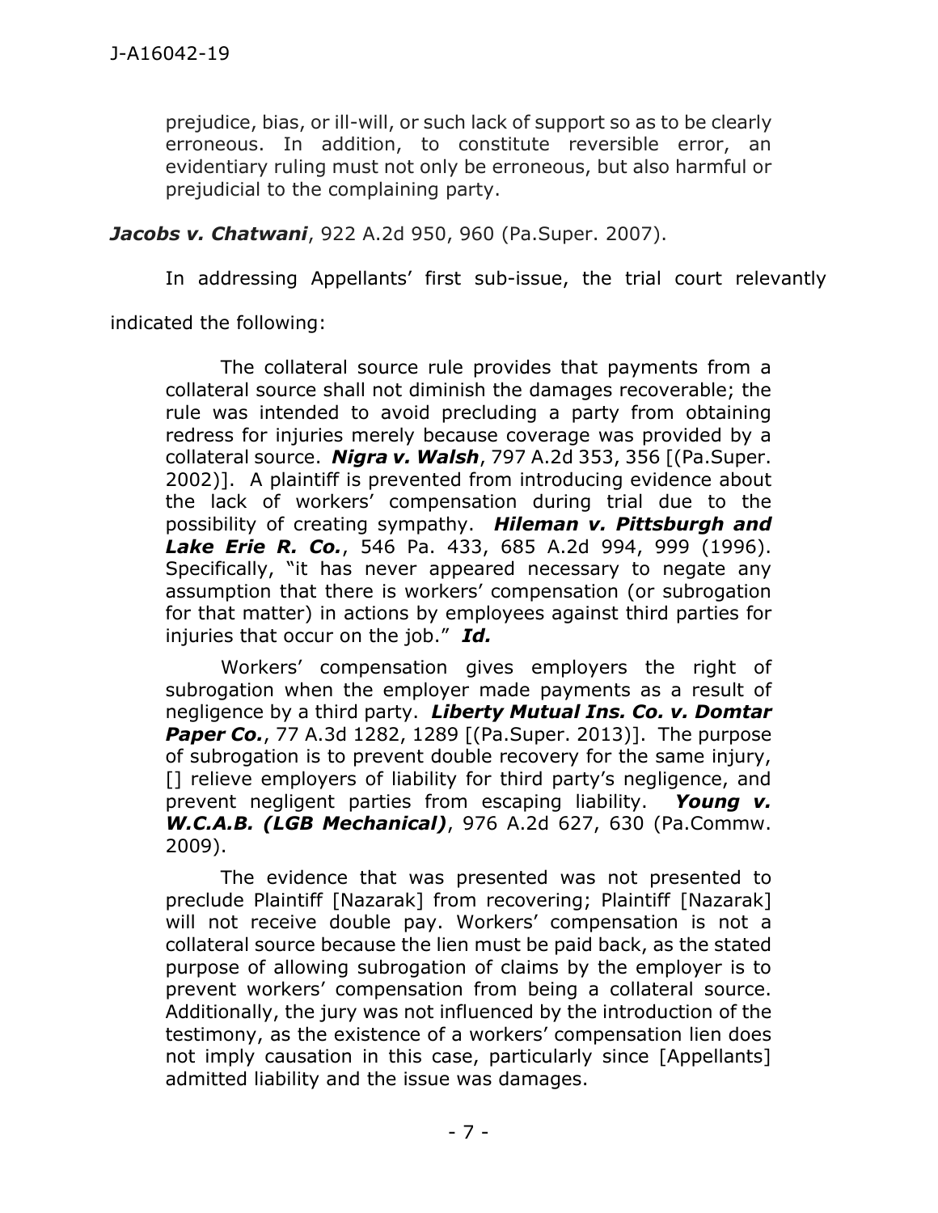> prejudice, bias, or ill-will, or such lack of support so as to be clearly erroneous. In addition, to constitute reversible error, an evidentiary ruling must not only be erroneous, but also harmful or prejudicial to the complaining party.

***Jacobs v. Chatwani***, 922 A.2d 950, 960 (Pa.Super. 2007).

In addressing Appellants' first sub-issue, the trial court relevantly indicated the following:

> The collateral source rule provides that payments from a collateral source shall not diminish the damages recoverable; the rule was intended to avoid precluding a party from obtaining redress for injuries merely because coverage was provided by a collateral source. ***Nigra v. Walsh***, 797 A.2d 353, 356 [(Pa.Super. 2002)]. A plaintiff is prevented from introducing evidence about the lack of workers' compensation during trial due to the possibility of creating sympathy. ***Hileman v. Pittsburgh and Lake Erie R. Co.***, 546 Pa. 433, 685 A.2d 994, 999 (1996). Specifically, "it has never appeared necessary to negate any assumption that there is workers' compensation (or subrogation for that matter) in actions by employees against third parties for injuries that occur on the job." ***Id.***
>
> Workers' compensation gives employers the right of subrogation when the employer made payments as a result of negligence by a third party. ***Liberty Mutual Ins. Co. v. Domtar Paper Co.***, 77 A.3d 1282, 1289 [(Pa.Super. 2013)]. The purpose of subrogation is to prevent double recovery for the same injury, [] relieve employers of liability for third party's negligence, and prevent negligent parties from escaping liability. ***Young v. W.C.A.B. (LGB Mechanical)***, 976 A.2d 627, 630 (Pa.Commw. 2009).
>
> The evidence that was presented was not presented to preclude Plaintiff [Nazarak] from recovering; Plaintiff [Nazarak] will not receive double pay. Workers' compensation is not a collateral source because the lien must be paid back, as the stated purpose of allowing subrogation of claims by the employer is to prevent workers' compensation from being a collateral source. Additionally, the jury was not influenced by the introduction of the testimony, as the existence of a workers' compensation lien does not imply causation in this case, particularly since [Appellants] admitted liability and the issue was damages.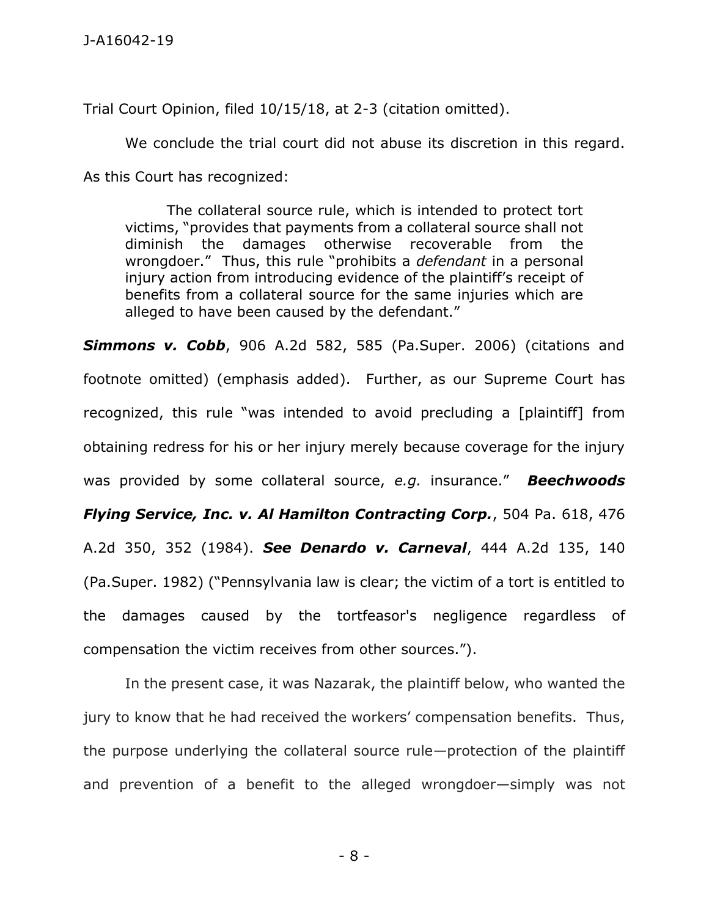Trial Court Opinion, filed 10/15/18, at 2-3 (citation omitted).

We conclude the trial court did not abuse its discretion in this regard. As this Court has recognized:

> The collateral source rule, which is intended to protect tort victims, "provides that payments from a collateral source shall not diminish the damages otherwise recoverable from the wrongdoer." Thus, this rule "prohibits a *defendant* in a personal injury action from introducing evidence of the plaintiff's receipt of benefits from a collateral source for the same injuries which are alleged to have been caused by the defendant."

***Simmons v. Cobb***, 906 A.2d 582, 585 (Pa.Super. 2006) (citations and footnote omitted) (emphasis added). Further, as our Supreme Court has recognized, this rule "was intended to avoid precluding a [plaintiff] from obtaining redress for his or her injury merely because coverage for the injury was provided by some collateral source, *e.g.* insurance." ***Beechwoods Flying Service, Inc. v. Al Hamilton Contracting Corp.***, 504 Pa. 618, 476 A.2d 350, 352 (1984). ***See Denardo v. Carneval***, 444 A.2d 135, 140 (Pa.Super. 1982) ("Pennsylvania law is clear; the victim of a tort is entitled to the damages caused by the tortfeasor's negligence regardless of compensation the victim receives from other sources.").

In the present case, it was Nazarak, the plaintiff below, who wanted the jury to know that he had received the workers' compensation benefits. Thus, the purpose underlying the collateral source rule—protection of the plaintiff and prevention of a benefit to the alleged wrongdoer—simply was not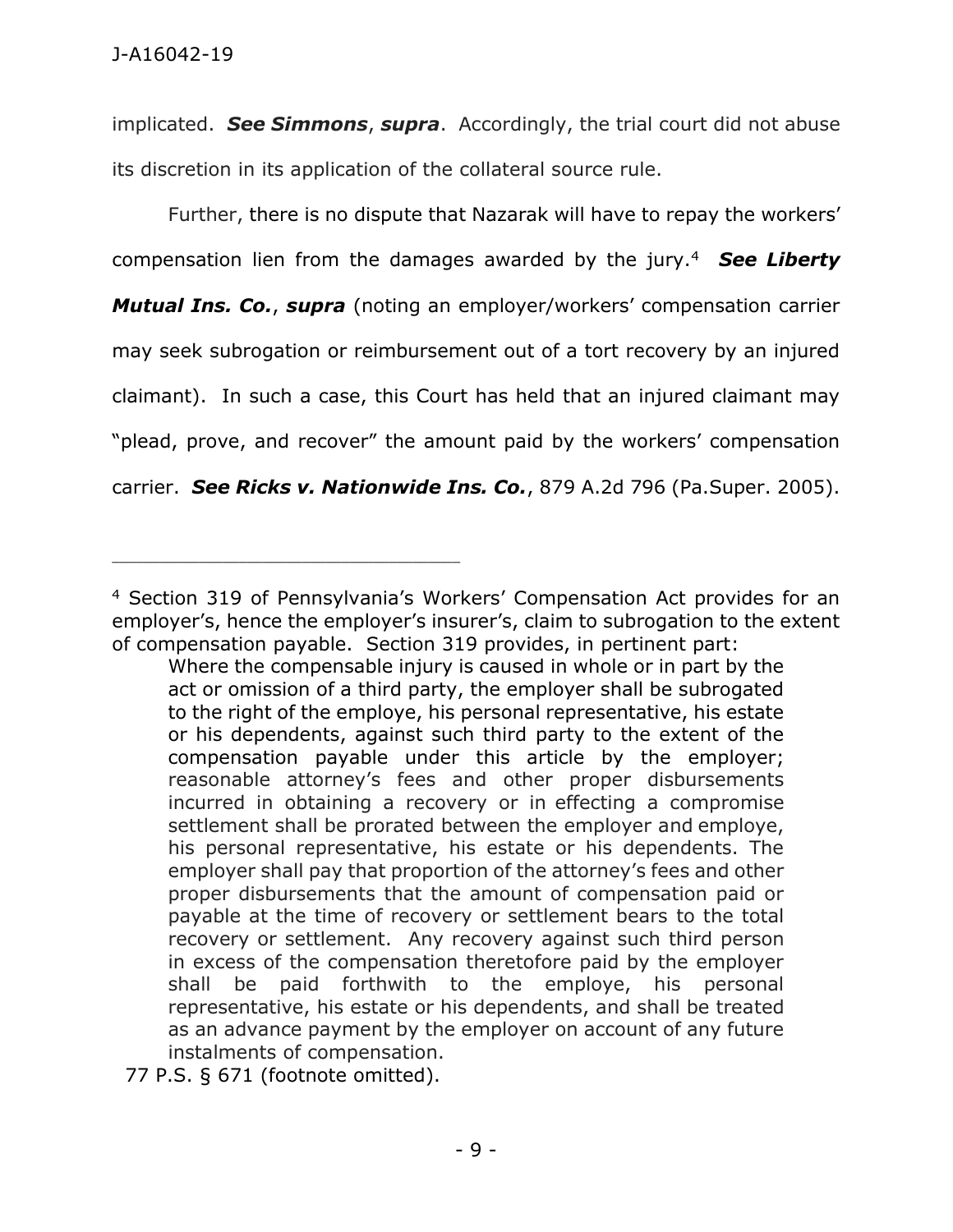implicated. ***See Simmons***, ***supra***. Accordingly, the trial court did not abuse its discretion in its application of the collateral source rule.

Further, there is no dispute that Nazarak will have to repay the workers' compensation lien from the damages awarded by the jury.[4] ***See Liberty Mutual Ins. Co.***, ***supra*** (noting an employer/workers' compensation carrier may seek subrogation or reimbursement out of a tort recovery by an injured claimant). In such a case, this Court has held that an injured claimant may "plead, prove, and recover" the amount paid by the workers' compensation carrier. ***See Ricks v. Nationwide Ins. Co.***, 879 A.2d 796 (Pa.Super. 2005).

---

[4] Section 319 of Pennsylvania's Workers' Compensation Act provides for an employer's, hence the employer's insurer's, claim to subrogation to the extent of compensation payable. Section 319 provides, in pertinent part:

> Where the compensable injury is caused in whole or in part by the act or omission of a third party, the employer shall be subrogated to the right of the employe, his personal representative, his estate or his dependents, against such third party to the extent of the compensation payable under this article by the employer; reasonable attorney's fees and other proper disbursements incurred in obtaining a recovery or in effecting a compromise settlement shall be prorated between the employer and employe, his personal representative, his estate or his dependents. The employer shall pay that proportion of the attorney's fees and other proper disbursements that the amount of compensation paid or payable at the time of recovery or settlement bears to the total recovery or settlement. Any recovery against such third person in excess of the compensation theretofore paid by the employer shall be paid forthwith to the employe, his personal representative, his estate or his dependents, and shall be treated as an advance payment by the employer on account of any future instalments of compensation.

77 P.S. § 671 (footnote omitted).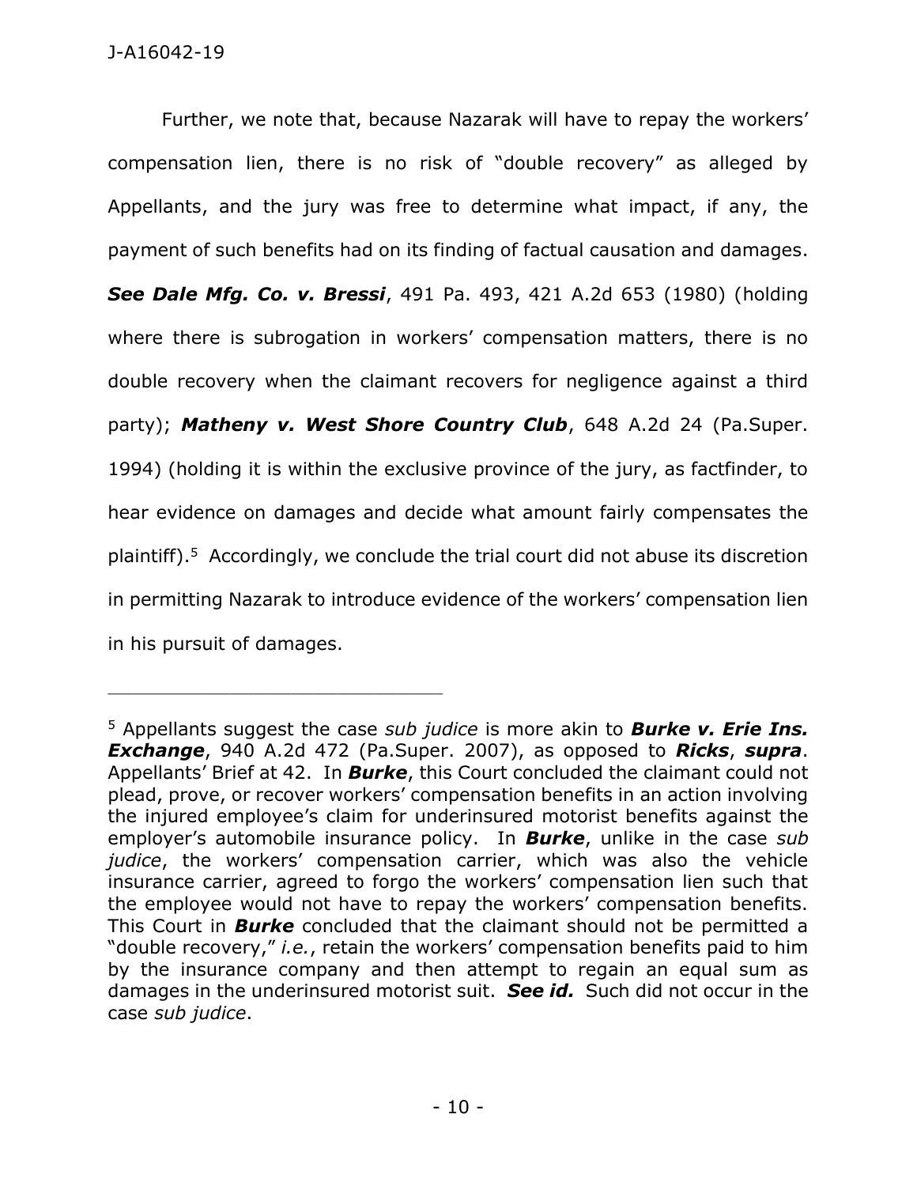Further, we note that, because Nazarak will have to repay the workers' compensation lien, there is no risk of "double recovery" as alleged by Appellants, and the jury was free to determine what impact, if any, the payment of such benefits had on its finding of factual causation and damages. ***See Dale Mfg. Co. v. Bressi***, 491 Pa. 493, 421 A.2d 653 (1980) (holding where there is subrogation in workers' compensation matters, there is no double recovery when the claimant recovers for negligence against a third party); ***Matheny v. West Shore Country Club***, 648 A.2d 24 (Pa.Super. 1994) (holding it is within the exclusive province of the jury, as factfinder, to hear evidence on damages and decide what amount fairly compensates the plaintiff).[5] Accordingly, we conclude the trial court did not abuse its discretion in permitting Nazarak to introduce evidence of the workers' compensation lien in his pursuit of damages.

---

[5] Appellants suggest the case *sub judice* is more akin to ***Burke v. Erie Ins. Exchange***, 940 A.2d 472 (Pa.Super. 2007), as opposed to ***Ricks***, ***supra***. Appellants' Brief at 42. In ***Burke***, this Court concluded the claimant could not plead, prove, or recover workers' compensation benefits in an action involving the injured employee's claim for underinsured motorist benefits against the employer's automobile insurance policy. In ***Burke***, unlike in the case *sub judice*, the workers' compensation carrier, which was also the vehicle insurance carrier, agreed to forgo the workers' compensation lien such that the employee would not have to repay the workers' compensation benefits. This Court in ***Burke*** concluded that the claimant should not be permitted a "double recovery," *i.e.*, retain the workers' compensation benefits paid to him by the insurance company and then attempt to regain an equal sum as damages in the underinsured motorist suit. ***See id.*** Such did not occur in the case *sub judice*.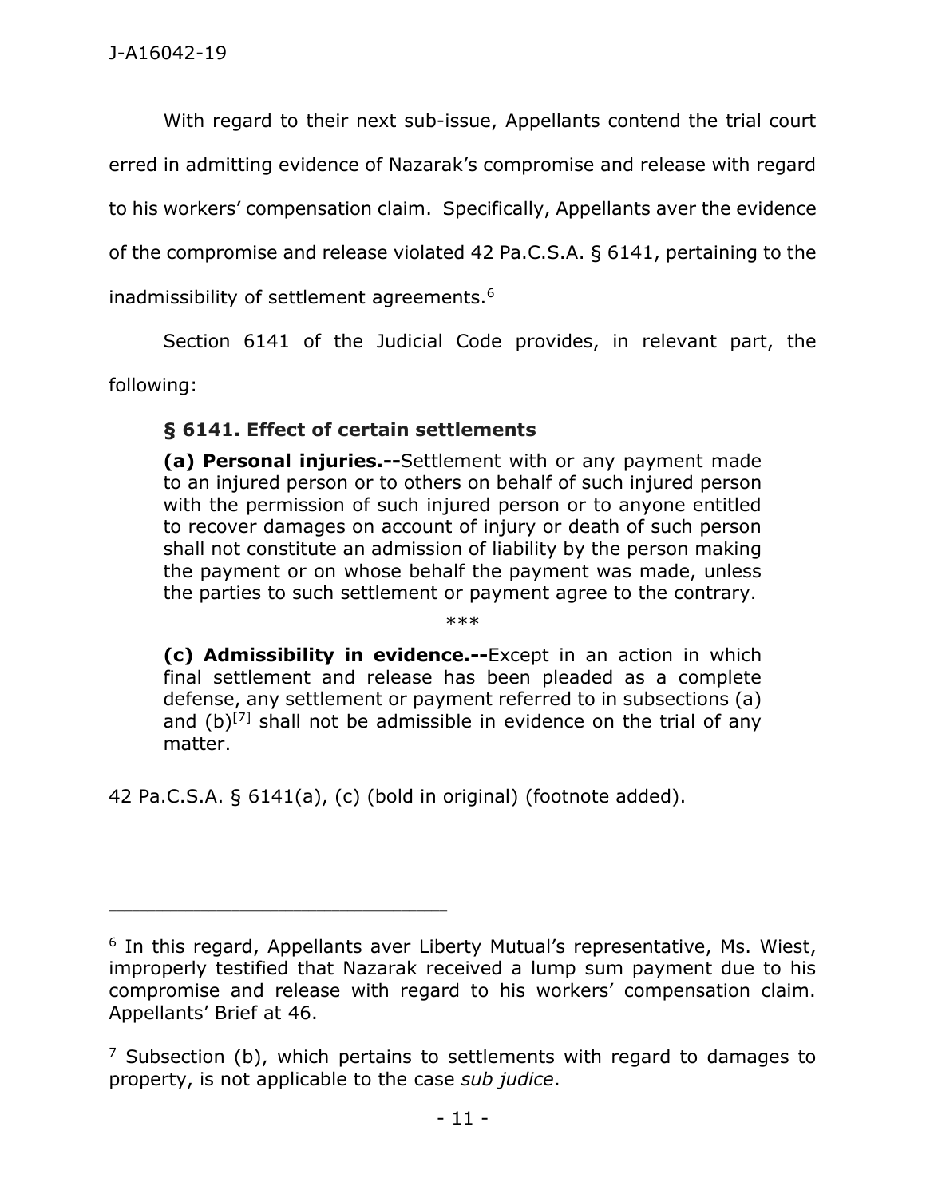With regard to their next sub-issue, Appellants contend the trial court erred in admitting evidence of Nazarak's compromise and release with regard to his workers' compensation claim. Specifically, Appellants aver the evidence of the compromise and release violated 42 Pa.C.S.A. § 6141, pertaining to the inadmissibility of settlement agreements.[6]

Section 6141 of the Judicial Code provides, in relevant part, the following:

> **§ 6141. Effect of certain settlements**
>
> **(a) Personal injuries.--**Settlement with or any payment made to an injured person or to others on behalf of such injured person with the permission of such injured person or to anyone entitled to recover damages on account of injury or death of such person shall not constitute an admission of liability by the person making the payment or on whose behalf the payment was made, unless the parties to such settlement or payment agree to the contrary.
>
> \*\*\*
>
> **(c) Admissibility in evidence.--**Except in an action in which final settlement and release has been pleaded as a complete defense, any settlement or payment referred to in subsections (a) and (b)[7] shall not be admissible in evidence on the trial of any matter.

42 Pa.C.S.A. § 6141(a), (c) (bold in original) (footnote added).

---

[6] In this regard, Appellants aver Liberty Mutual's representative, Ms. Wiest, improperly testified that Nazarak received a lump sum payment due to his compromise and release with regard to his workers' compensation claim. Appellants' Brief at 46.

[7] Subsection (b), which pertains to settlements with regard to damages to property, is not applicable to the case *sub judice*.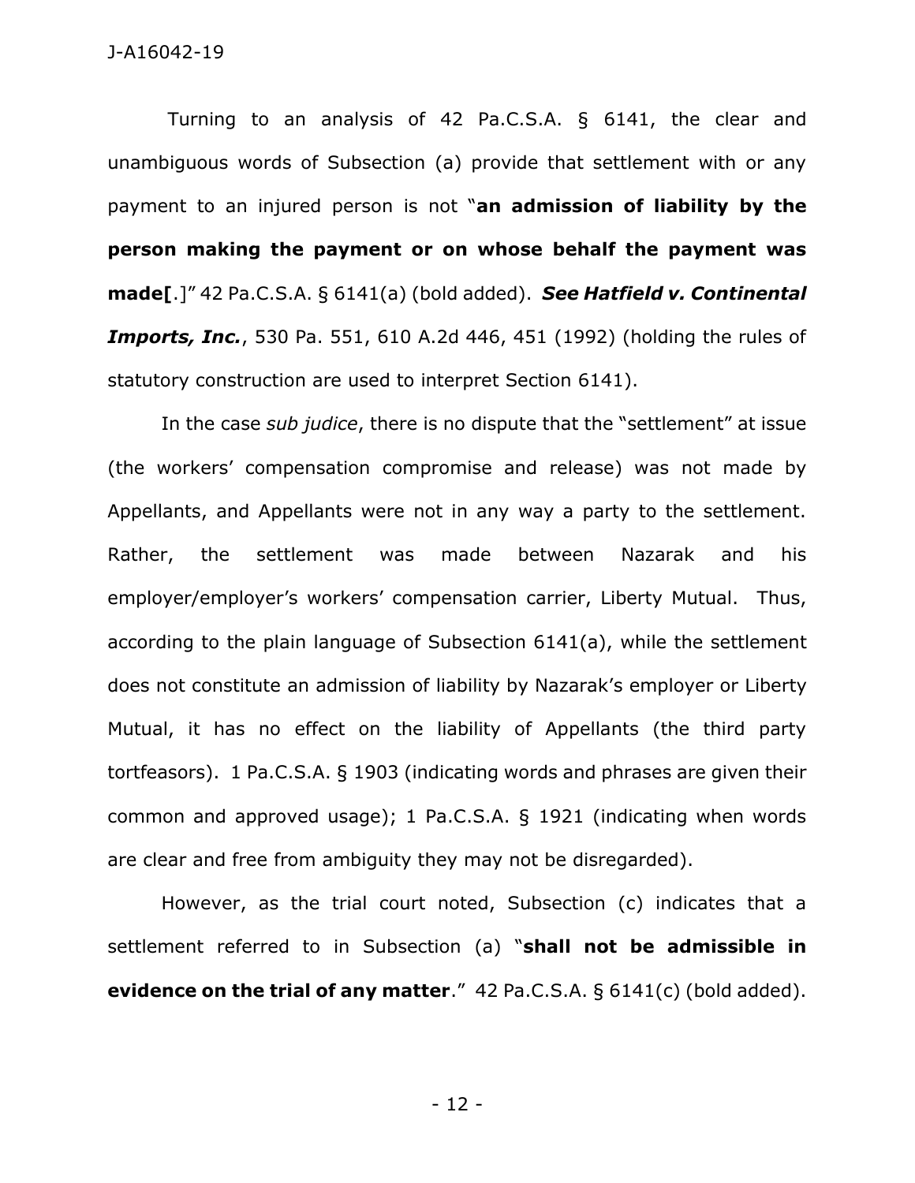Turning to an analysis of 42 Pa.C.S.A. § 6141, the clear and unambiguous words of Subsection (a) provide that settlement with or any payment to an injured person is not "**an admission of liability by the person making the payment or on whose behalf the payment was made[**.]" 42 Pa.C.S.A. § 6141(a) (bold added). ***See Hatfield v. Continental Imports, Inc.***, 530 Pa. 551, 610 A.2d 446, 451 (1992) (holding the rules of statutory construction are used to interpret Section 6141).

In the case *sub judice*, there is no dispute that the "settlement" at issue (the workers' compensation compromise and release) was not made by Appellants, and Appellants were not in any way a party to the settlement. Rather, the settlement was made between Nazarak and his employer/employer's workers' compensation carrier, Liberty Mutual. Thus, according to the plain language of Subsection 6141(a), while the settlement does not constitute an admission of liability by Nazarak's employer or Liberty Mutual, it has no effect on the liability of Appellants (the third party tortfeasors). 1 Pa.C.S.A. § 1903 (indicating words and phrases are given their common and approved usage); 1 Pa.C.S.A. § 1921 (indicating when words are clear and free from ambiguity they may not be disregarded).

However, as the trial court noted, Subsection (c) indicates that a settlement referred to in Subsection (a) "**shall not be admissible in evidence on the trial of any matter**." 42 Pa.C.S.A. § 6141(c) (bold added).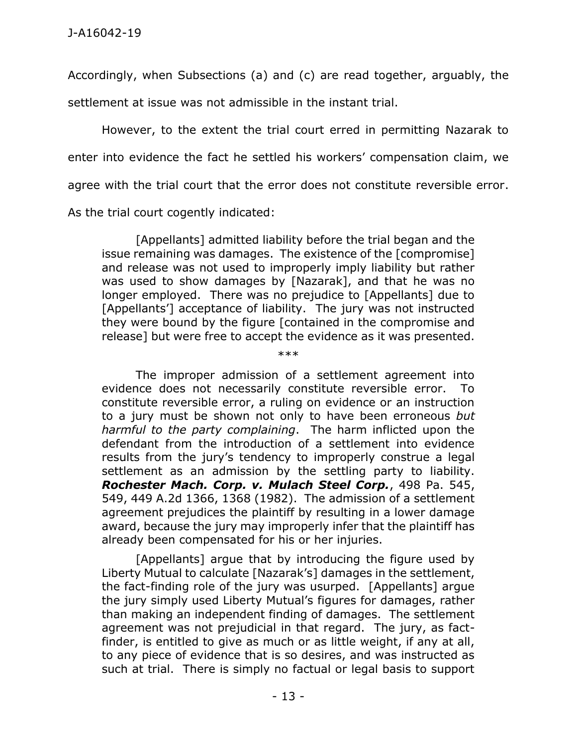Accordingly, when Subsections (a) and (c) are read together, arguably, the settlement at issue was not admissible in the instant trial.

However, to the extent the trial court erred in permitting Nazarak to enter into evidence the fact he settled his workers' compensation claim, we agree with the trial court that the error does not constitute reversible error. As the trial court cogently indicated:

> [Appellants] admitted liability before the trial began and the issue remaining was damages. The existence of the [compromise] and release was not used to improperly imply liability but rather was used to show damages by [Nazarak], and that he was no longer employed. There was no prejudice to [Appellants] due to [Appellants'] acceptance of liability. The jury was not instructed they were bound by the figure [contained in the compromise and release] but were free to accept the evidence as it was presented.
>
> \*\*\*
>
> The improper admission of a settlement agreement into evidence does not necessarily constitute reversible error. To constitute reversible error, a ruling on evidence or an instruction to a jury must be shown not only to have been erroneous *but harmful to the party complaining*. The harm inflicted upon the defendant from the introduction of a settlement into evidence results from the jury's tendency to improperly construe a legal settlement as an admission by the settling party to liability. ***Rochester Mach. Corp. v. Mulach Steel Corp.***, 498 Pa. 545, 549, 449 A.2d 1366, 1368 (1982). The admission of a settlement agreement prejudices the plaintiff by resulting in a lower damage award, because the jury may improperly infer that the plaintiff has already been compensated for his or her injuries.
>
> [Appellants] argue that by introducing the figure used by Liberty Mutual to calculate [Nazarak's] damages in the settlement, the fact-finding role of the jury was usurped. [Appellants] argue the jury simply used Liberty Mutual's figures for damages, rather than making an independent finding of damages. The settlement agreement was not prejudicial in that regard. The jury, as fact-finder, is entitled to give as much or as little weight, if any at all, to any piece of evidence that is so desires, and was instructed as such at trial. There is simply no factual or legal basis to support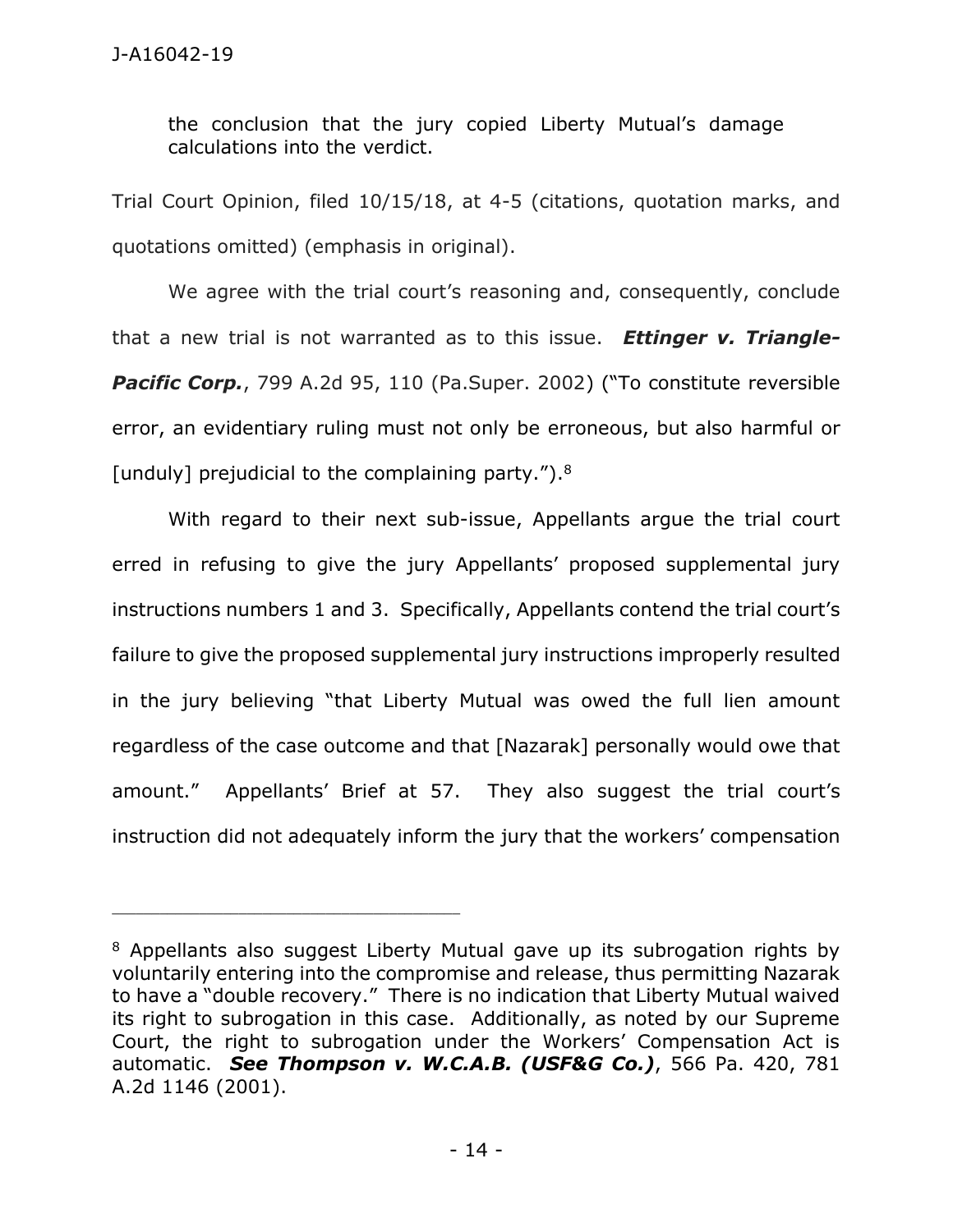the conclusion that the jury copied Liberty Mutual's damage calculations into the verdict.

Trial Court Opinion, filed 10/15/18, at 4-5 (citations, quotation marks, and quotations omitted) (emphasis in original).

We agree with the trial court's reasoning and, consequently, conclude that a new trial is not warranted as to this issue. ***Ettinger v. Triangle-Pacific Corp.***, 799 A.2d 95, 110 (Pa.Super. 2002) ("To constitute reversible error, an evidentiary ruling must not only be erroneous, but also harmful or [unduly] prejudicial to the complaining party.").[8]

With regard to their next sub-issue, Appellants argue the trial court erred in refusing to give the jury Appellants' proposed supplemental jury instructions numbers 1 and 3. Specifically, Appellants contend the trial court's failure to give the proposed supplemental jury instructions improperly resulted in the jury believing "that Liberty Mutual was owed the full lien amount regardless of the case outcome and that [Nazarak] personally would owe that amount." Appellants' Brief at 57. They also suggest the trial court's instruction did not adequately inform the jury that the workers' compensation

---

[8] Appellants also suggest Liberty Mutual gave up its subrogation rights by voluntarily entering into the compromise and release, thus permitting Nazarak to have a "double recovery." There is no indication that Liberty Mutual waived its right to subrogation in this case. Additionally, as noted by our Supreme Court, the right to subrogation under the Workers' Compensation Act is automatic. ***See Thompson v. W.C.A.B. (USF&G Co.)***, 566 Pa. 420, 781 A.2d 1146 (2001).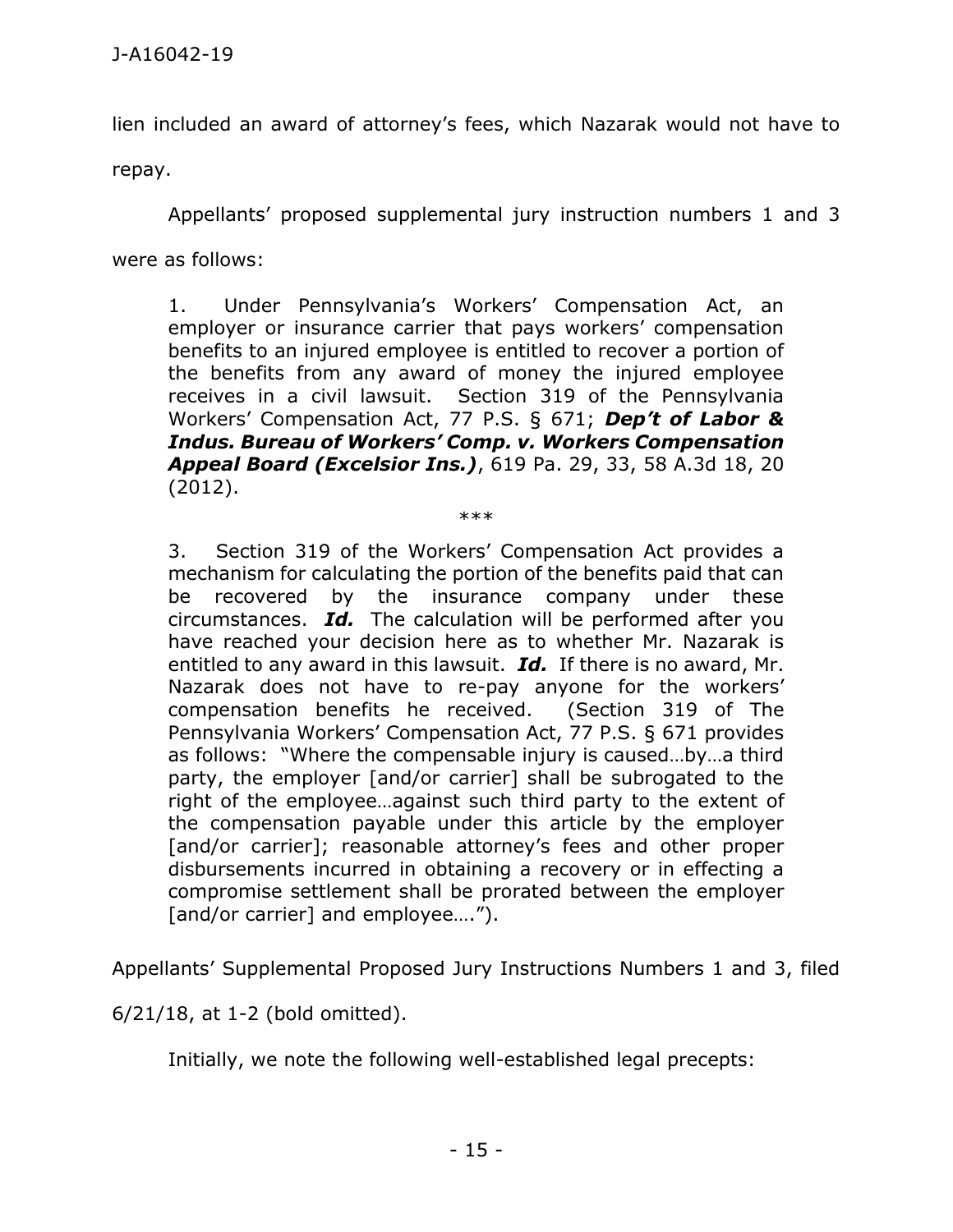lien included an award of attorney's fees, which Nazarak would not have to repay.

Appellants' proposed supplemental jury instruction numbers 1 and 3 were as follows:

> 1. Under Pennsylvania's Workers' Compensation Act, an employer or insurance carrier that pays workers' compensation benefits to an injured employee is entitled to recover a portion of the benefits from any award of money the injured employee receives in a civil lawsuit. Section 319 of the Pennsylvania Workers' Compensation Act, 77 P.S. § 671; ***Dep't of Labor & Indus. Bureau of Workers' Comp. v. Workers Compensation Appeal Board (Excelsior Ins.)***, 619 Pa. 29, 33, 58 A.3d 18, 20 (2012).
>
> \*\*\*
>
> 3. Section 319 of the Workers' Compensation Act provides a mechanism for calculating the portion of the benefits paid that can be recovered by the insurance company under these circumstances. ***Id.*** The calculation will be performed after you have reached your decision here as to whether Mr. Nazarak is entitled to any award in this lawsuit. ***Id.*** If there is no award, Mr. Nazarak does not have to re-pay anyone for the workers' compensation benefits he received. (Section 319 of The Pennsylvania Workers' Compensation Act, 77 P.S. § 671 provides as follows: "Where the compensable injury is caused…by…a third party, the employer [and/or carrier] shall be subrogated to the right of the employee…against such third party to the extent of the compensation payable under this article by the employer [and/or carrier]; reasonable attorney's fees and other proper disbursements incurred in obtaining a recovery or in effecting a compromise settlement shall be prorated between the employer [and/or carrier] and employee….").

Appellants' Supplemental Proposed Jury Instructions Numbers 1 and 3, filed 6/21/18, at 1-2 (bold omitted).

Initially, we note the following well-established legal precepts: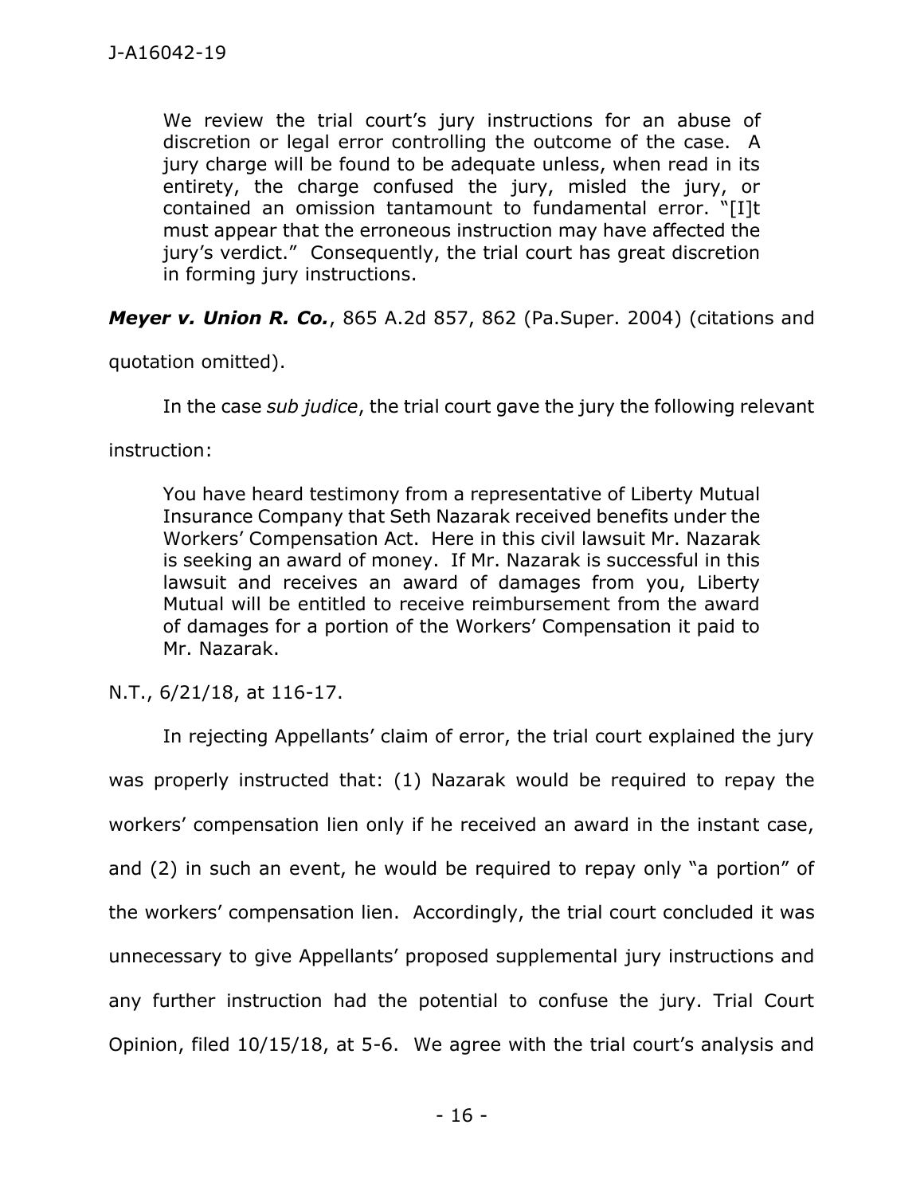> We review the trial court's jury instructions for an abuse of discretion or legal error controlling the outcome of the case. A jury charge will be found to be adequate unless, when read in its entirety, the charge confused the jury, misled the jury, or contained an omission tantamount to fundamental error. "[I]t must appear that the erroneous instruction may have affected the jury's verdict." Consequently, the trial court has great discretion in forming jury instructions.

***Meyer v. Union R. Co.***, 865 A.2d 857, 862 (Pa.Super. 2004) (citations and quotation omitted).

In the case *sub judice*, the trial court gave the jury the following relevant instruction:

> You have heard testimony from a representative of Liberty Mutual Insurance Company that Seth Nazarak received benefits under the Workers' Compensation Act. Here in this civil lawsuit Mr. Nazarak is seeking an award of money. If Mr. Nazarak is successful in this lawsuit and receives an award of damages from you, Liberty Mutual will be entitled to receive reimbursement from the award of damages for a portion of the Workers' Compensation it paid to Mr. Nazarak.

N.T., 6/21/18, at 116-17.

In rejecting Appellants' claim of error, the trial court explained the jury was properly instructed that: (1) Nazarak would be required to repay the workers' compensation lien only if he received an award in the instant case, and (2) in such an event, he would be required to repay only "a portion" of the workers' compensation lien. Accordingly, the trial court concluded it was unnecessary to give Appellants' proposed supplemental jury instructions and any further instruction had the potential to confuse the jury. Trial Court Opinion, filed 10/15/18, at 5-6. We agree with the trial court's analysis and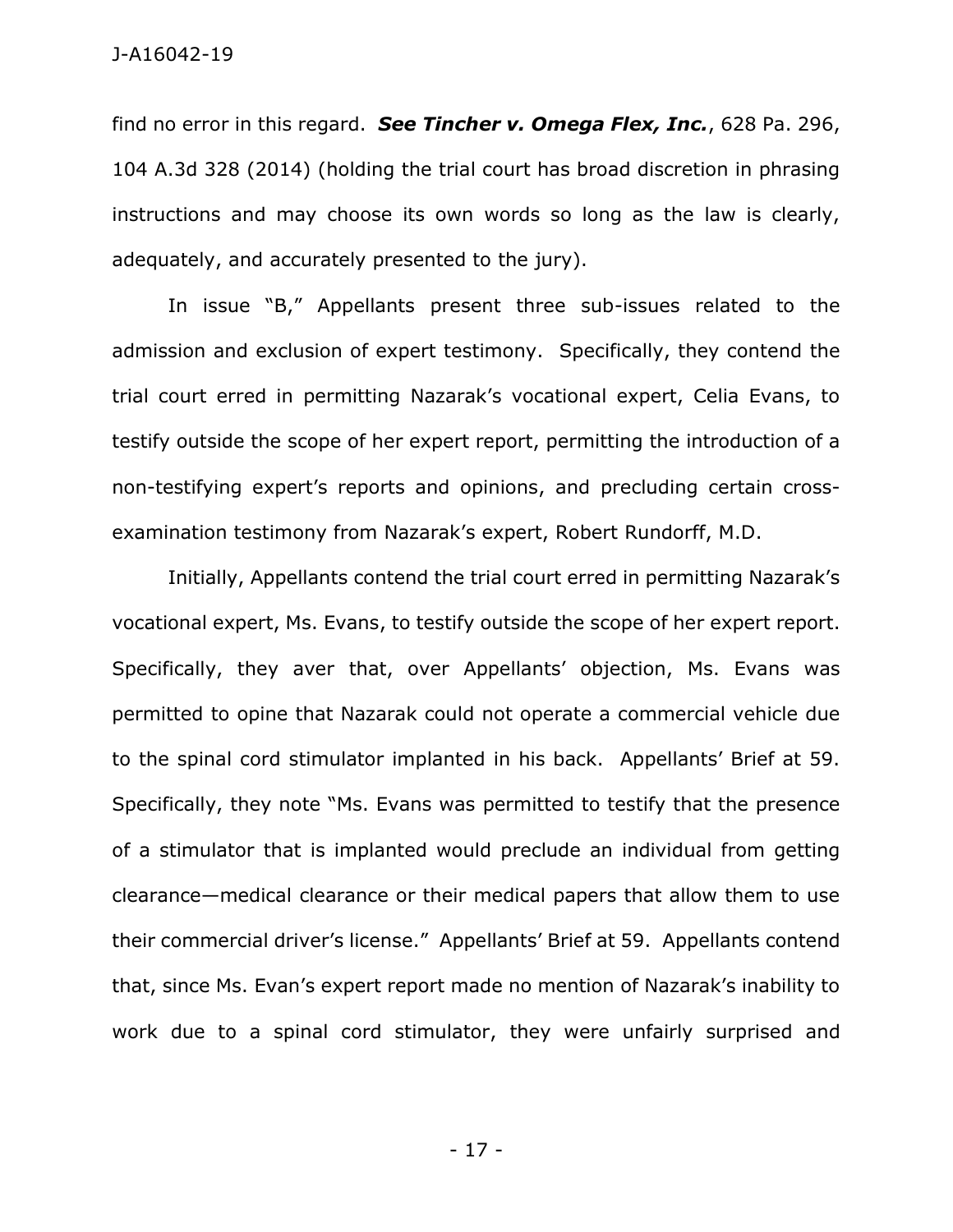find no error in this regard. ***See Tincher v. Omega Flex, Inc.***, 628 Pa. 296, 104 A.3d 328 (2014) (holding the trial court has broad discretion in phrasing instructions and may choose its own words so long as the law is clearly, adequately, and accurately presented to the jury).

In issue "B," Appellants present three sub-issues related to the admission and exclusion of expert testimony. Specifically, they contend the trial court erred in permitting Nazarak's vocational expert, Celia Evans, to testify outside the scope of her expert report, permitting the introduction of a non-testifying expert's reports and opinions, and precluding certain cross-examination testimony from Nazarak's expert, Robert Rundorff, M.D.

Initially, Appellants contend the trial court erred in permitting Nazarak's vocational expert, Ms. Evans, to testify outside the scope of her expert report. Specifically, they aver that, over Appellants' objection, Ms. Evans was permitted to opine that Nazarak could not operate a commercial vehicle due to the spinal cord stimulator implanted in his back. Appellants' Brief at 59. Specifically, they note "Ms. Evans was permitted to testify that the presence of a stimulator that is implanted would preclude an individual from getting clearance—medical clearance or their medical papers that allow them to use their commercial driver's license." Appellants' Brief at 59. Appellants contend that, since Ms. Evan's expert report made no mention of Nazarak's inability to work due to a spinal cord stimulator, they were unfairly surprised and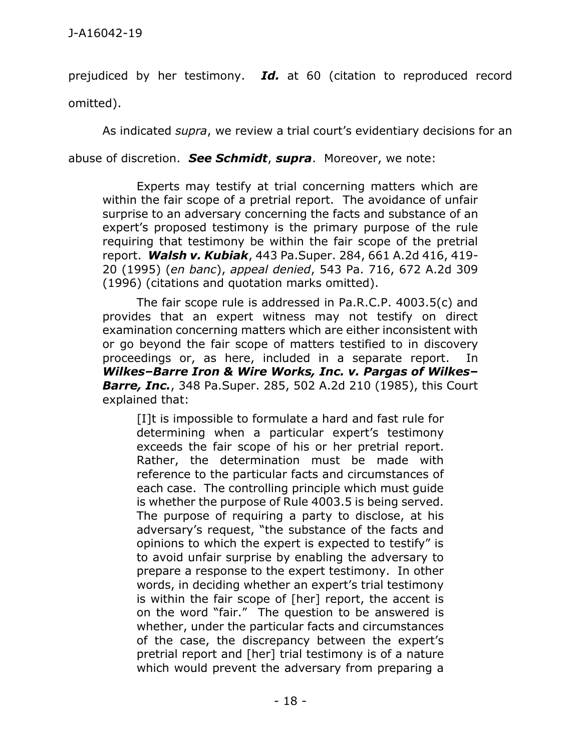prejudiced by her testimony. ***Id.*** at 60 (citation to reproduced record omitted).

As indicated *supra*, we review a trial court's evidentiary decisions for an abuse of discretion. ***See Schmidt***, ***supra***. Moreover, we note:

> Experts may testify at trial concerning matters which are within the fair scope of a pretrial report. The avoidance of unfair surprise to an adversary concerning the facts and substance of an expert's proposed testimony is the primary purpose of the rule requiring that testimony be within the fair scope of the pretrial report. ***Walsh v. Kubiak***, 443 Pa.Super. 284, 661 A.2d 416, 419-20 (1995) (*en banc*), *appeal denied*, 543 Pa. 716, 672 A.2d 309 (1996) (citations and quotation marks omitted).
>
> The fair scope rule is addressed in Pa.R.C.P. 4003.5(c) and provides that an expert witness may not testify on direct examination concerning matters which are either inconsistent with or go beyond the fair scope of matters testified to in discovery proceedings or, as here, included in a separate report. In ***Wilkes–Barre Iron & Wire Works, Inc. v. Pargas of Wilkes–Barre, Inc.***, 348 Pa.Super. 285, 502 A.2d 210 (1985), this Court explained that:
>
> > [I]t is impossible to formulate a hard and fast rule for determining when a particular expert's testimony exceeds the fair scope of his or her pretrial report. Rather, the determination must be made with reference to the particular facts and circumstances of each case. The controlling principle which must guide is whether the purpose of Rule 4003.5 is being served. The purpose of requiring a party to disclose, at his adversary's request, "the substance of the facts and opinions to which the expert is expected to testify" is to avoid unfair surprise by enabling the adversary to prepare a response to the expert testimony. In other words, in deciding whether an expert's trial testimony is within the fair scope of [her] report, the accent is on the word "fair." The question to be answered is whether, under the particular facts and circumstances of the case, the discrepancy between the expert's pretrial report and [her] trial testimony is of a nature which would prevent the adversary from preparing a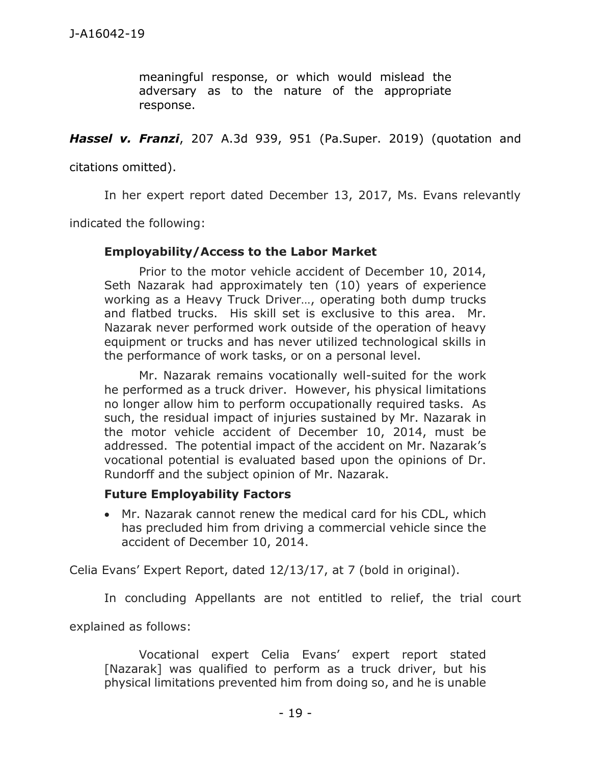> meaningful response, or which would mislead the adversary as to the nature of the appropriate response.

***Hassel v. Franzi***, 207 A.3d 939, 951 (Pa.Super. 2019) (quotation and citations omitted).

In her expert report dated December 13, 2017, Ms. Evans relevantly indicated the following:

> **Employability/Access to the Labor Market**
>
> Prior to the motor vehicle accident of December 10, 2014, Seth Nazarak had approximately ten (10) years of experience working as a Heavy Truck Driver…, operating both dump trucks and flatbed trucks. His skill set is exclusive to this area. Mr. Nazarak never performed work outside of the operation of heavy equipment or trucks and has never utilized technological skills in the performance of work tasks, or on a personal level.
>
> Mr. Nazarak remains vocationally well-suited for the work he performed as a truck driver. However, his physical limitations no longer allow him to perform occupationally required tasks. As such, the residual impact of injuries sustained by Mr. Nazarak in the motor vehicle accident of December 10, 2014, must be addressed. The potential impact of the accident on Mr. Nazarak's vocational potential is evaluated based upon the opinions of Dr. Rundorff and the subject opinion of Mr. Nazarak.
>
> **Future Employability Factors**
>
> - Mr. Nazarak cannot renew the medical card for his CDL, which has precluded him from driving a commercial vehicle since the accident of December 10, 2014.

Celia Evans' Expert Report, dated 12/13/17, at 7 (bold in original).

In concluding Appellants are not entitled to relief, the trial court explained as follows:

> Vocational expert Celia Evans' expert report stated [Nazarak] was qualified to perform as a truck driver, but his physical limitations prevented him from doing so, and he is unable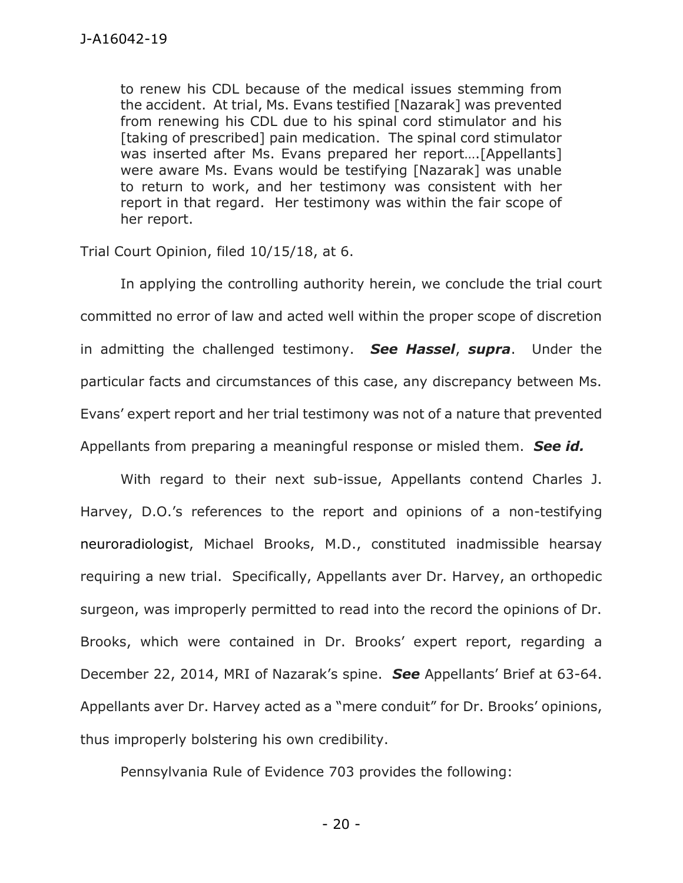to renew his CDL because of the medical issues stemming from the accident. At trial, Ms. Evans testified [Nazarak] was prevented from renewing his CDL due to his spinal cord stimulator and his [taking of prescribed] pain medication. The spinal cord stimulator was inserted after Ms. Evans prepared her report….[Appellants] were aware Ms. Evans would be testifying [Nazarak] was unable to return to work, and her testimony was consistent with her report in that regard. Her testimony was within the fair scope of her report.

Trial Court Opinion, filed 10/15/18, at 6.

In applying the controlling authority herein, we conclude the trial court committed no error of law and acted well within the proper scope of discretion in admitting the challenged testimony. ***See Hassel***, ***supra***. Under the particular facts and circumstances of this case, any discrepancy between Ms. Evans' expert report and her trial testimony was not of a nature that prevented Appellants from preparing a meaningful response or misled them. ***See id.***

With regard to their next sub-issue, Appellants contend Charles J. Harvey, D.O.'s references to the report and opinions of a non-testifying neuroradiologist, Michael Brooks, M.D., constituted inadmissible hearsay requiring a new trial. Specifically, Appellants aver Dr. Harvey, an orthopedic surgeon, was improperly permitted to read into the record the opinions of Dr. Brooks, which were contained in Dr. Brooks' expert report, regarding a December 22, 2014, MRI of Nazarak's spine. ***See*** Appellants' Brief at 63-64. Appellants aver Dr. Harvey acted as a "mere conduit" for Dr. Brooks' opinions, thus improperly bolstering his own credibility.

Pennsylvania Rule of Evidence 703 provides the following: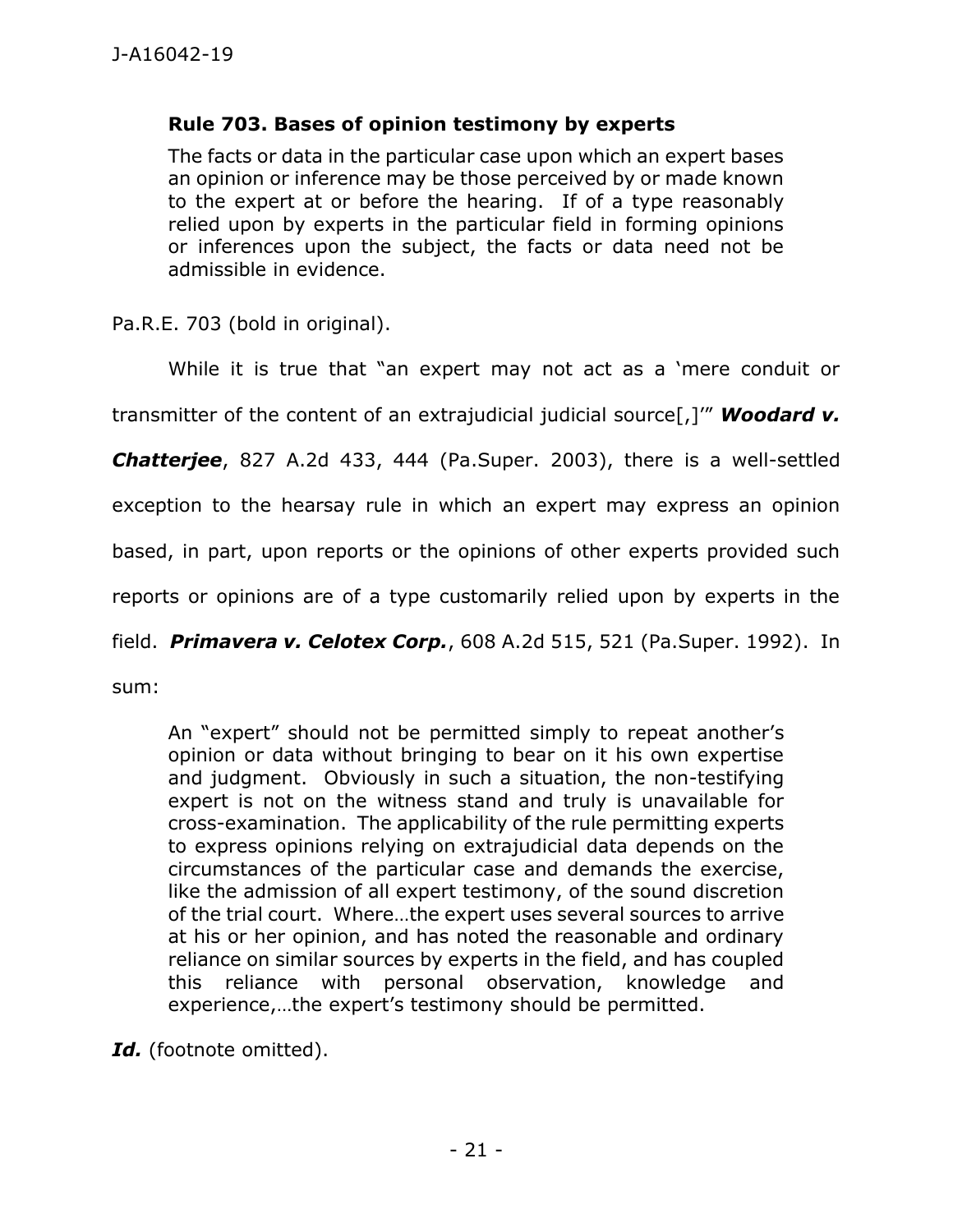> **Rule 703. Bases of opinion testimony by experts**
>
> The facts or data in the particular case upon which an expert bases an opinion or inference may be those perceived by or made known to the expert at or before the hearing. If of a type reasonably relied upon by experts in the particular field in forming opinions or inferences upon the subject, the facts or data need not be admissible in evidence.

Pa.R.E. 703 (bold in original).

While it is true that "an expert may not act as a 'mere conduit or transmitter of the content of an extrajudicial judicial source[,]'" ***Woodard v. Chatterjee***, 827 A.2d 433, 444 (Pa.Super. 2003), there is a well-settled exception to the hearsay rule in which an expert may express an opinion based, in part, upon reports or the opinions of other experts provided such reports or opinions are of a type customarily relied upon by experts in the field. ***Primavera v. Celotex Corp.***, 608 A.2d 515, 521 (Pa.Super. 1992). In sum:

> An "expert" should not be permitted simply to repeat another's opinion or data without bringing to bear on it his own expertise and judgment. Obviously in such a situation, the non-testifying expert is not on the witness stand and truly is unavailable for cross-examination. The applicability of the rule permitting experts to express opinions relying on extrajudicial data depends on the circumstances of the particular case and demands the exercise, like the admission of all expert testimony, of the sound discretion of the trial court. Where…the expert uses several sources to arrive at his or her opinion, and has noted the reasonable and ordinary reliance on similar sources by experts in the field, and has coupled this reliance with personal observation, knowledge and experience,…the expert's testimony should be permitted.

***Id.*** (footnote omitted).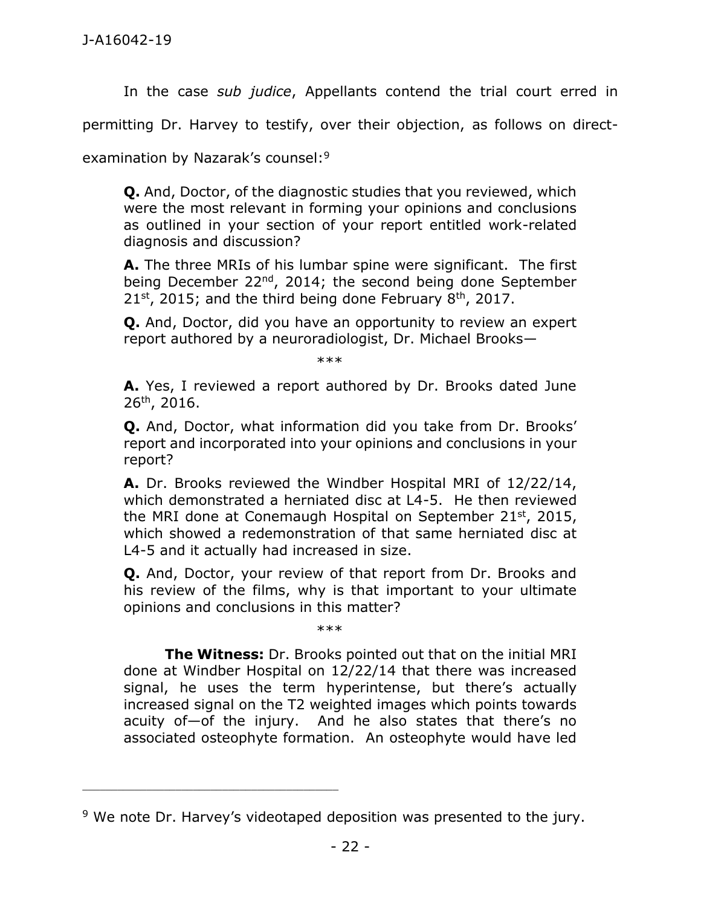In the case *sub judice*, Appellants contend the trial court erred in permitting Dr. Harvey to testify, over their objection, as follows on direct-examination by Nazarak's counsel:[9]

> **Q.** And, Doctor, of the diagnostic studies that you reviewed, which were the most relevant in forming your opinions and conclusions as outlined in your section of your report entitled work-related diagnosis and discussion?
>
> **A.** The three MRIs of his lumbar spine were significant. The first being December 22nd, 2014; the second being done September 21st, 2015; and the third being done February 8th, 2017.
>
> **Q.** And, Doctor, did you have an opportunity to review an expert report authored by a neuroradiologist, Dr. Michael Brooks—
>
> \*\*\*
>
> **A.** Yes, I reviewed a report authored by Dr. Brooks dated June 26th, 2016.
>
> **Q.** And, Doctor, what information did you take from Dr. Brooks' report and incorporated into your opinions and conclusions in your report?
>
> **A.** Dr. Brooks reviewed the Windber Hospital MRI of 12/22/14, which demonstrated a herniated disc at L4-5. He then reviewed the MRI done at Conemaugh Hospital on September 21st, 2015, which showed a redemonstration of that same herniated disc at L4-5 and it actually had increased in size.
>
> **Q.** And, Doctor, your review of that report from Dr. Brooks and his review of the films, why is that important to your ultimate opinions and conclusions in this matter?
>
> \*\*\*
>
> **The Witness:** Dr. Brooks pointed out that on the initial MRI done at Windber Hospital on 12/22/14 that there was increased signal, he uses the term hyperintense, but there's actually increased signal on the T2 weighted images which points towards acuity of—of the injury. And he also states that there's no associated osteophyte formation. An osteophyte would have led

---

[9] We note Dr. Harvey's videotaped deposition was presented to the jury.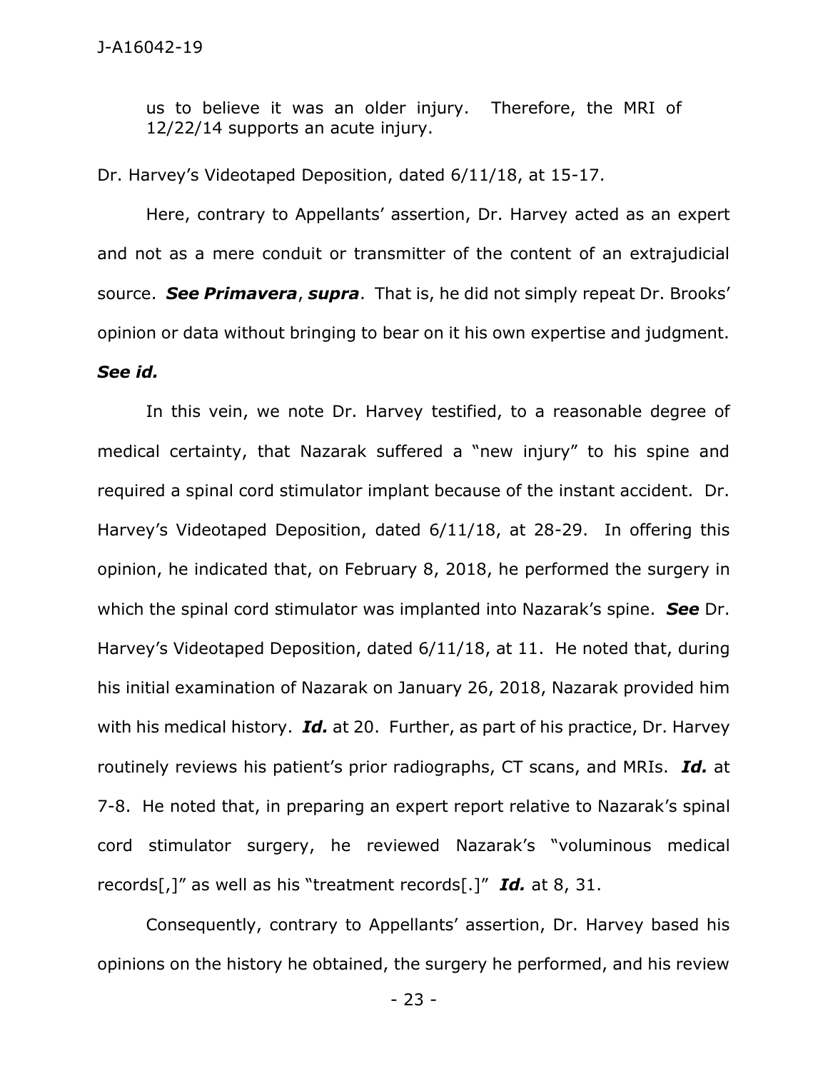> us to believe it was an older injury. Therefore, the MRI of 12/22/14 supports an acute injury.

Dr. Harvey's Videotaped Deposition, dated 6/11/18, at 15-17.

Here, contrary to Appellants' assertion, Dr. Harvey acted as an expert and not as a mere conduit or transmitter of the content of an extrajudicial source. ***See Primavera***, ***supra***. That is, he did not simply repeat Dr. Brooks' opinion or data without bringing to bear on it his own expertise and judgment. ***See id.***

In this vein, we note Dr. Harvey testified, to a reasonable degree of medical certainty, that Nazarak suffered a "new injury" to his spine and required a spinal cord stimulator implant because of the instant accident. Dr. Harvey's Videotaped Deposition, dated 6/11/18, at 28-29. In offering this opinion, he indicated that, on February 8, 2018, he performed the surgery in which the spinal cord stimulator was implanted into Nazarak's spine. ***See*** Dr. Harvey's Videotaped Deposition, dated 6/11/18, at 11. He noted that, during his initial examination of Nazarak on January 26, 2018, Nazarak provided him with his medical history. ***Id.*** at 20. Further, as part of his practice, Dr. Harvey routinely reviews his patient's prior radiographs, CT scans, and MRIs. ***Id.*** at 7-8. He noted that, in preparing an expert report relative to Nazarak's spinal cord stimulator surgery, he reviewed Nazarak's "voluminous medical records[,]" as well as his "treatment records[.]" ***Id.*** at 8, 31.

Consequently, contrary to Appellants' assertion, Dr. Harvey based his opinions on the history he obtained, the surgery he performed, and his review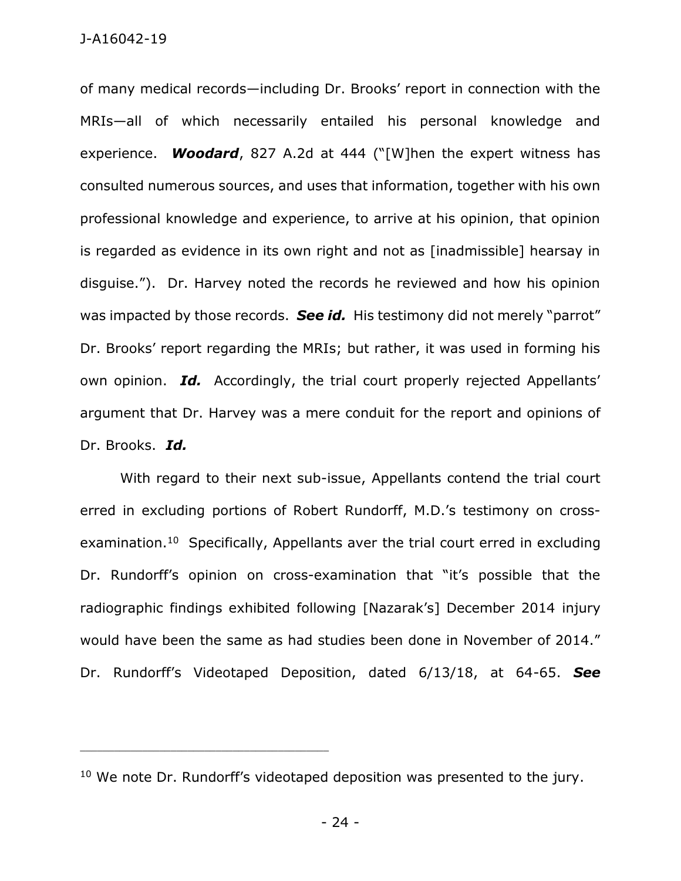of many medical records—including Dr. Brooks' report in connection with the MRIs—all of which necessarily entailed his personal knowledge and experience. ***Woodard***, 827 A.2d at 444 ("[W]hen the expert witness has consulted numerous sources, and uses that information, together with his own professional knowledge and experience, to arrive at his opinion, that opinion is regarded as evidence in its own right and not as [inadmissible] hearsay in disguise."). Dr. Harvey noted the records he reviewed and how his opinion was impacted by those records. ***See id.*** His testimony did not merely "parrot" Dr. Brooks' report regarding the MRIs; but rather, it was used in forming his own opinion. ***Id.*** Accordingly, the trial court properly rejected Appellants' argument that Dr. Harvey was a mere conduit for the report and opinions of Dr. Brooks. ***Id.***

With regard to their next sub-issue, Appellants contend the trial court erred in excluding portions of Robert Rundorff, M.D.'s testimony on cross-examination.[10] Specifically, Appellants aver the trial court erred in excluding Dr. Rundorff's opinion on cross-examination that "it's possible that the radiographic findings exhibited following [Nazarak's] December 2014 injury would have been the same as had studies been done in November of 2014." Dr. Rundorff's Videotaped Deposition, dated 6/13/18, at 64-65. ***See***

---

[10] We note Dr. Rundorff's videotaped deposition was presented to the jury.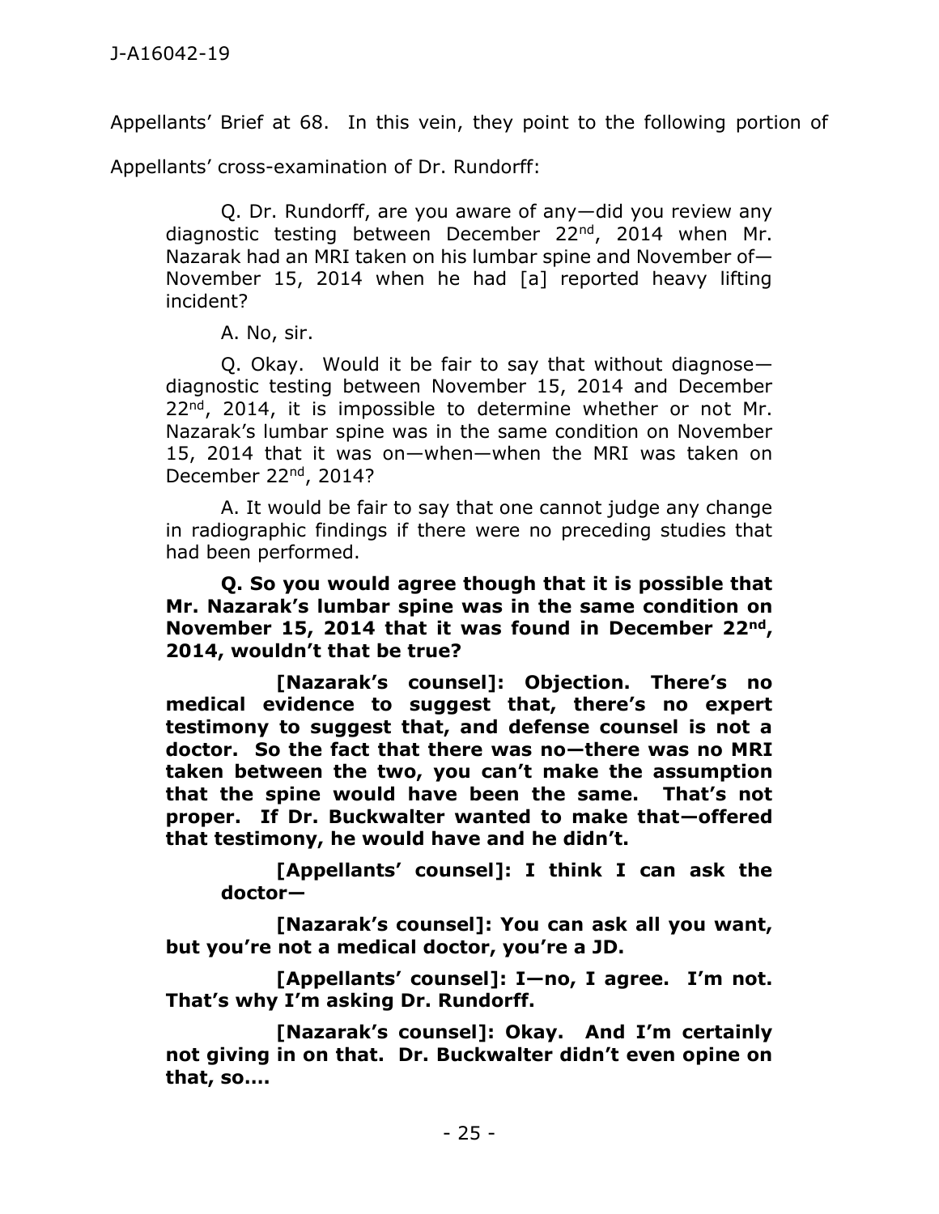Appellants' Brief at 68. In this vein, they point to the following portion of Appellants' cross-examination of Dr. Rundorff:

> Q. Dr. Rundorff, are you aware of any—did you review any diagnostic testing between December 22nd, 2014 when Mr. Nazarak had an MRI taken on his lumbar spine and November of—November 15, 2014 when he had [a] reported heavy lifting incident?
>
> A. No, sir.
>
> Q. Okay. Would it be fair to say that without diagnose—diagnostic testing between November 15, 2014 and December 22nd, 2014, it is impossible to determine whether or not Mr. Nazarak's lumbar spine was in the same condition on November 15, 2014 that it was on—when—when the MRI was taken on December 22nd, 2014?
>
> A. It would be fair to say that one cannot judge any change in radiographic findings if there were no preceding studies that had been performed.
>
> **Q. So you would agree though that it is possible that Mr. Nazarak's lumbar spine was in the same condition on November 15, 2014 that it was found in December 22nd, 2014, wouldn't that be true?**
>
> **[Nazarak's counsel]: Objection. There's no medical evidence to suggest that, there's no expert testimony to suggest that, and defense counsel is not a doctor. So the fact that there was no—there was no MRI taken between the two, you can't make the assumption that the spine would have been the same. That's not proper. If Dr. Buckwalter wanted to make that—offered that testimony, he would have and he didn't.**
>
> **[Appellants' counsel]: I think I can ask the doctor—**
>
> **[Nazarak's counsel]: You can ask all you want, but you're not a medical doctor, you're a JD.**
>
> **[Appellants' counsel]: I—no, I agree. I'm not. That's why I'm asking Dr. Rundorff.**
>
> **[Nazarak's counsel]: Okay. And I'm certainly not giving in on that. Dr. Buckwalter didn't even opine on that, so....**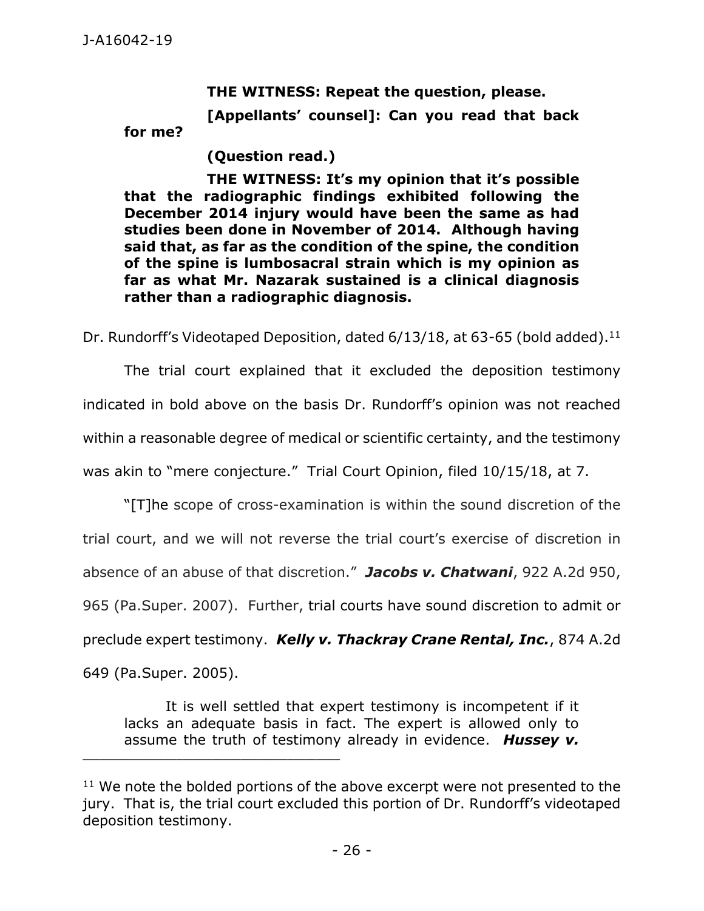> **THE WITNESS: Repeat the question, please.**
>
> **[Appellants' counsel]: Can you read that back for me?**
>
> **(Question read.)**
>
> **THE WITNESS: It's my opinion that it's possible that the radiographic findings exhibited following the December 2014 injury would have been the same as had studies been done in November of 2014. Although having said that, as far as the condition of the spine, the condition of the spine is lumbosacral strain which is my opinion as far as what Mr. Nazarak sustained is a clinical diagnosis rather than a radiographic diagnosis.**

Dr. Rundorff's Videotaped Deposition, dated 6/13/18, at 63-65 (bold added).[11]

The trial court explained that it excluded the deposition testimony indicated in bold above on the basis Dr. Rundorff's opinion was not reached within a reasonable degree of medical or scientific certainty, and the testimony was akin to "mere conjecture." Trial Court Opinion, filed 10/15/18, at 7.

"[T]he scope of cross-examination is within the sound discretion of the trial court, and we will not reverse the trial court's exercise of discretion in absence of an abuse of that discretion." ***Jacobs v. Chatwani***, 922 A.2d 950, 965 (Pa.Super. 2007). Further, trial courts have sound discretion to admit or preclude expert testimony. ***Kelly v. Thackray Crane Rental, Inc.***, 874 A.2d 649 (Pa.Super. 2005).

> It is well settled that expert testimony is incompetent if it lacks an adequate basis in fact. The expert is allowed only to assume the truth of testimony already in evidence. ***Hussey v.***

---

[11] We note the bolded portions of the above excerpt were not presented to the jury. That is, the trial court excluded this portion of Dr. Rundorff's videotaped deposition testimony.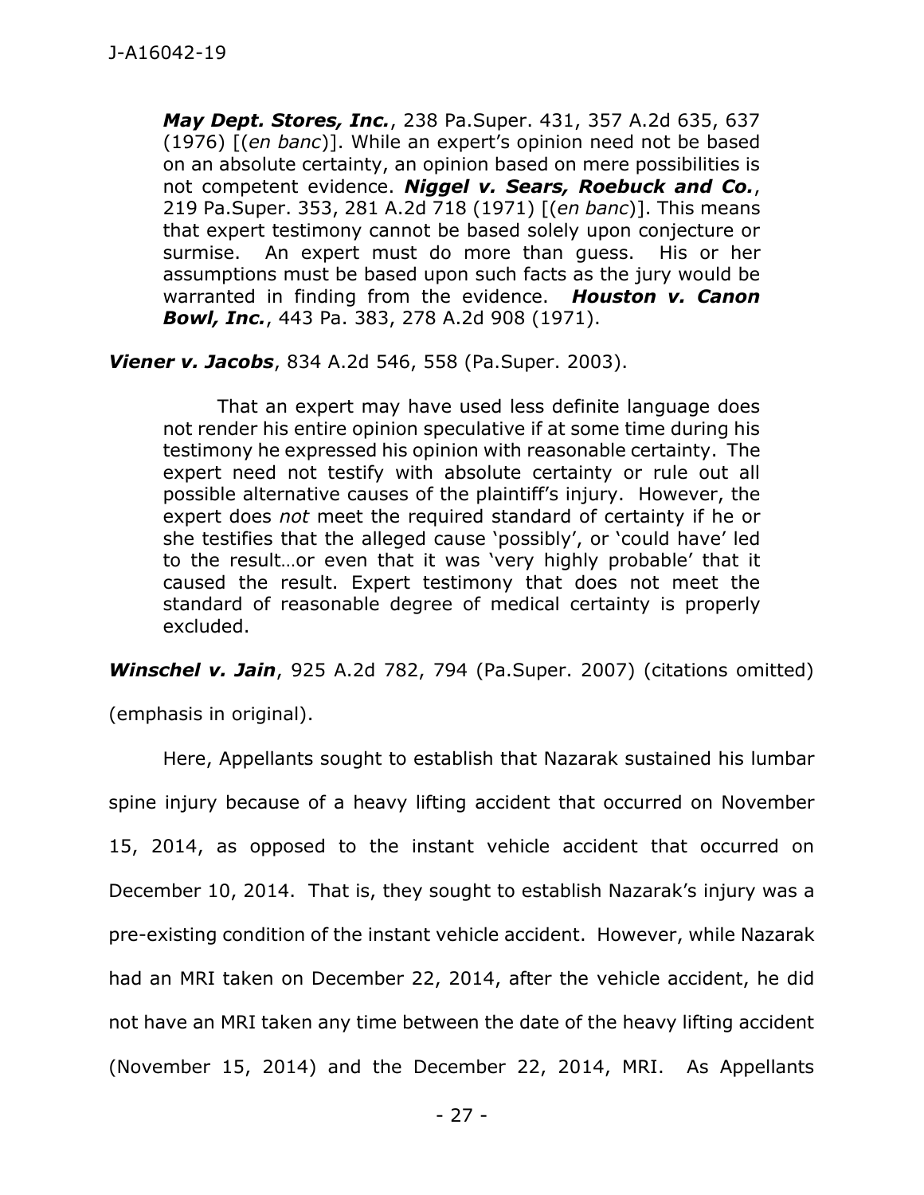> ***May Dept. Stores, Inc.***, 238 Pa.Super. 431, 357 A.2d 635, 637 (1976) [(*en banc*)]. While an expert's opinion need not be based on an absolute certainty, an opinion based on mere possibilities is not competent evidence. ***Niggel v. Sears, Roebuck and Co.***, 219 Pa.Super. 353, 281 A.2d 718 (1971) [(*en banc*)]. This means that expert testimony cannot be based solely upon conjecture or surmise. An expert must do more than guess. His or her assumptions must be based upon such facts as the jury would be warranted in finding from the evidence. ***Houston v. Canon Bowl, Inc.***, 443 Pa. 383, 278 A.2d 908 (1971).

***Viener v. Jacobs***, 834 A.2d 546, 558 (Pa.Super. 2003).

> That an expert may have used less definite language does not render his entire opinion speculative if at some time during his testimony he expressed his opinion with reasonable certainty. The expert need not testify with absolute certainty or rule out all possible alternative causes of the plaintiff's injury. However, the expert does *not* meet the required standard of certainty if he or she testifies that the alleged cause 'possibly', or 'could have' led to the result…or even that it was 'very highly probable' that it caused the result. Expert testimony that does not meet the standard of reasonable degree of medical certainty is properly excluded.

***Winschel v. Jain***, 925 A.2d 782, 794 (Pa.Super. 2007) (citations omitted) (emphasis in original).

Here, Appellants sought to establish that Nazarak sustained his lumbar spine injury because of a heavy lifting accident that occurred on November 15, 2014, as opposed to the instant vehicle accident that occurred on December 10, 2014. That is, they sought to establish Nazarak's injury was a pre-existing condition of the instant vehicle accident. However, while Nazarak had an MRI taken on December 22, 2014, after the vehicle accident, he did not have an MRI taken any time between the date of the heavy lifting accident (November 15, 2014) and the December 22, 2014, MRI. As Appellants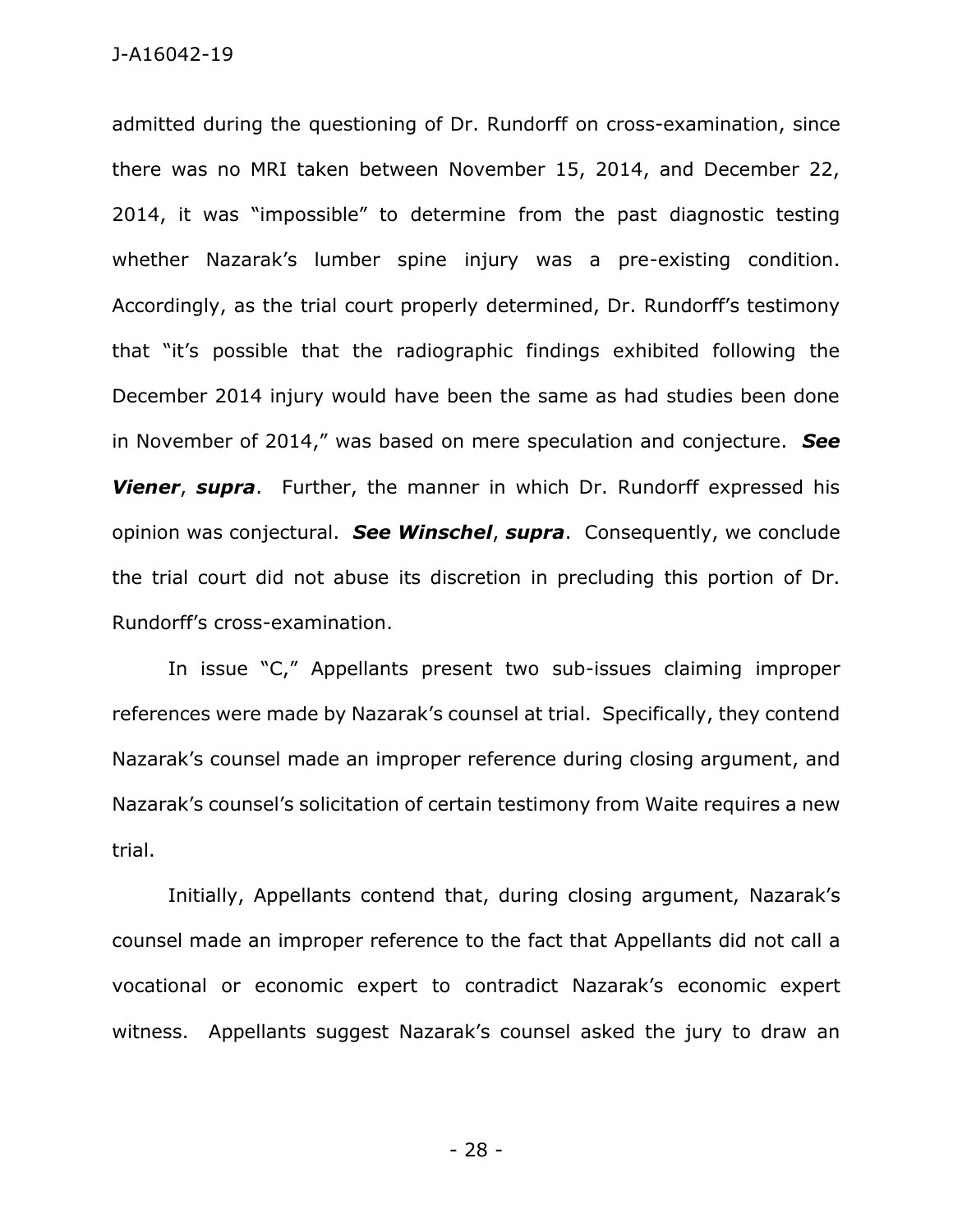admitted during the questioning of Dr. Rundorff on cross-examination, since there was no MRI taken between November 15, 2014, and December 22, 2014, it was "impossible" to determine from the past diagnostic testing whether Nazarak's lumber spine injury was a pre-existing condition. Accordingly, as the trial court properly determined, Dr. Rundorff's testimony that "it's possible that the radiographic findings exhibited following the December 2014 injury would have been the same as had studies been done in November of 2014," was based on mere speculation and conjecture. ***See Viener***, ***supra***. Further, the manner in which Dr. Rundorff expressed his opinion was conjectural. ***See Winschel***, ***supra***. Consequently, we conclude the trial court did not abuse its discretion in precluding this portion of Dr. Rundorff's cross-examination.

In issue "C," Appellants present two sub-issues claiming improper references were made by Nazarak's counsel at trial. Specifically, they contend Nazarak's counsel made an improper reference during closing argument, and Nazarak's counsel's solicitation of certain testimony from Waite requires a new trial.

Initially, Appellants contend that, during closing argument, Nazarak's counsel made an improper reference to the fact that Appellants did not call a vocational or economic expert to contradict Nazarak's economic expert witness. Appellants suggest Nazarak's counsel asked the jury to draw an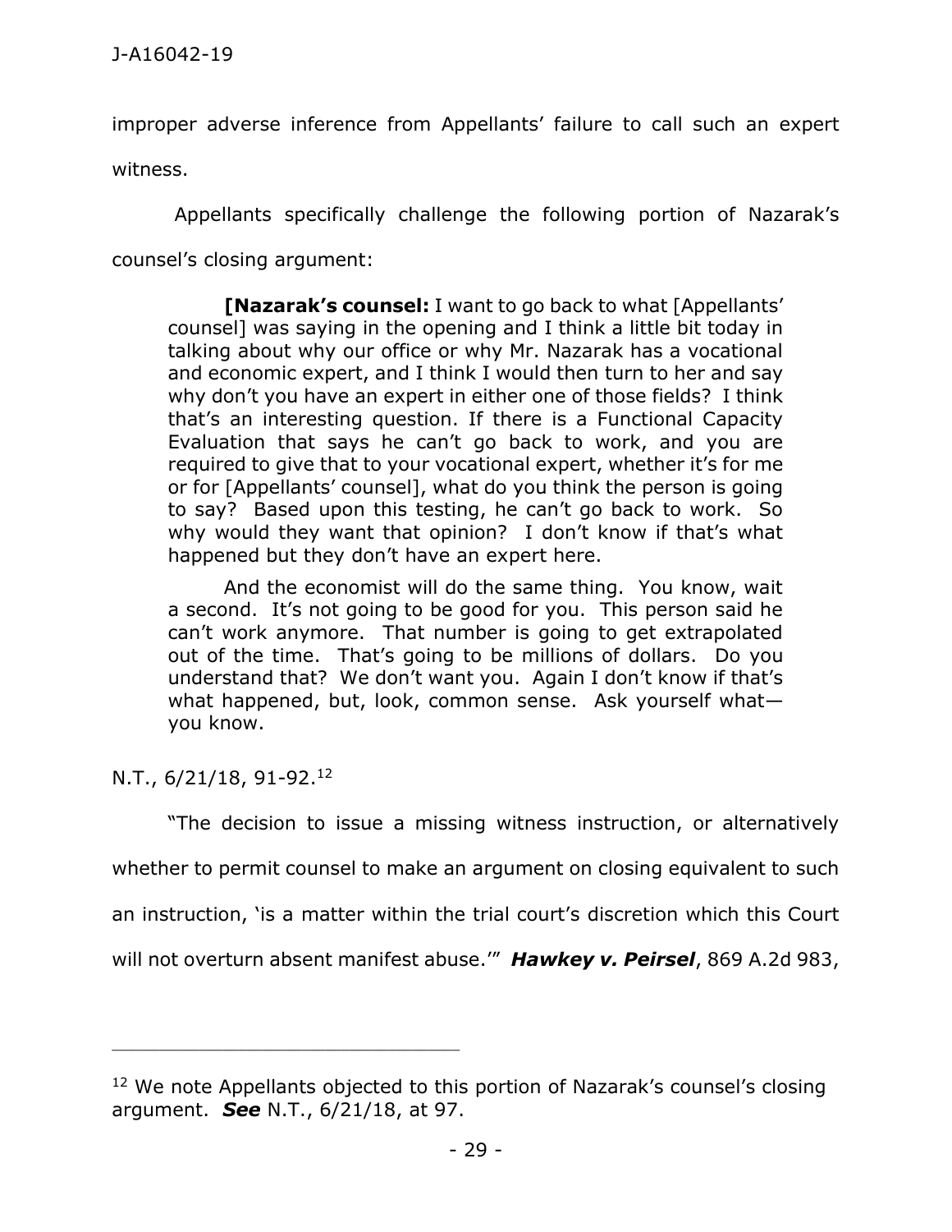improper adverse inference from Appellants' failure to call such an expert witness.

Appellants specifically challenge the following portion of Nazarak's counsel's closing argument:

> **[Nazarak's counsel:** I want to go back to what [Appellants' counsel] was saying in the opening and I think a little bit today in talking about why our office or why Mr. Nazarak has a vocational and economic expert, and I think I would then turn to her and say why don't you have an expert in either one of those fields? I think that's an interesting question. If there is a Functional Capacity Evaluation that says he can't go back to work, and you are required to give that to your vocational expert, whether it's for me or for [Appellants' counsel], what do you think the person is going to say? Based upon this testing, he can't go back to work. So why would they want that opinion? I don't know if that's what happened but they don't have an expert here.
>
> And the economist will do the same thing. You know, wait a second. It's not going to be good for you. This person said he can't work anymore. That number is going to get extrapolated out of the time. That's going to be millions of dollars. Do you understand that? We don't want you. Again I don't know if that's what happened, but, look, common sense. Ask yourself what—you know.

N.T., 6/21/18, 91-92.[12]

"The decision to issue a missing witness instruction, or alternatively whether to permit counsel to make an argument on closing equivalent to such an instruction, 'is a matter within the trial court's discretion which this Court will not overturn absent manifest abuse.'" ***Hawkey v. Peirsel***, 869 A.2d 983,

---

[12] We note Appellants objected to this portion of Nazarak's counsel's closing argument. ***See*** N.T., 6/21/18, at 97.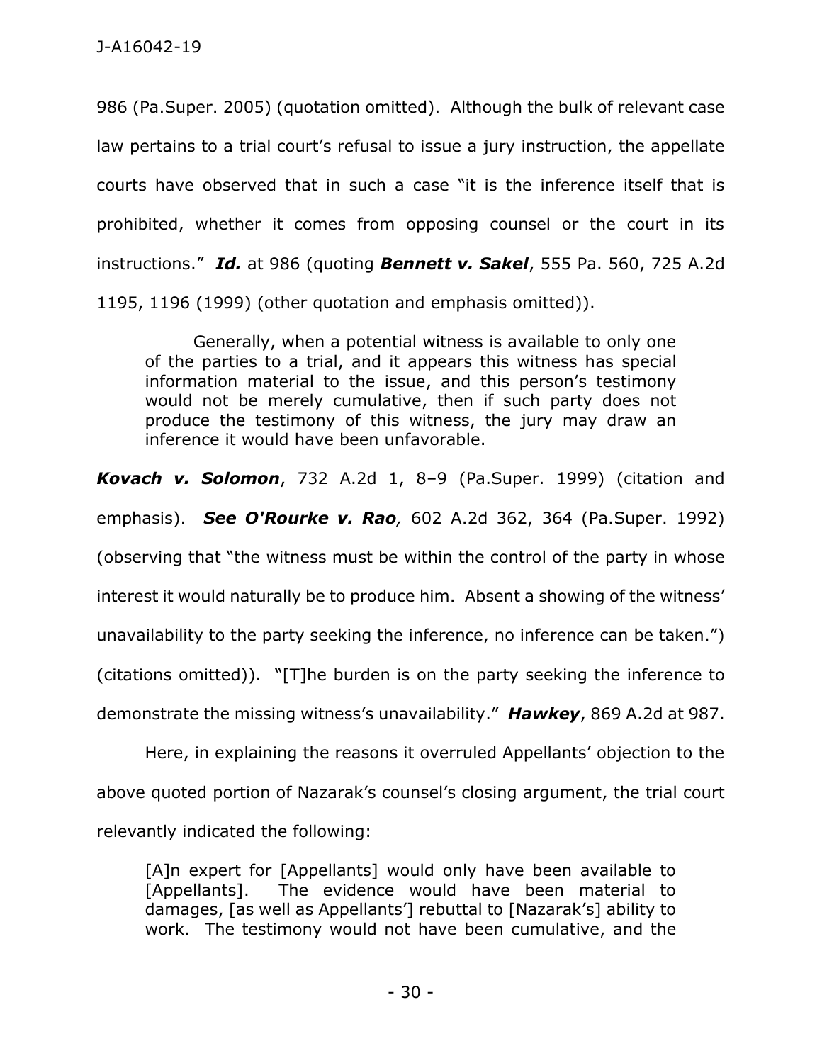986 (Pa.Super. 2005) (quotation omitted). Although the bulk of relevant case law pertains to a trial court's refusal to issue a jury instruction, the appellate courts have observed that in such a case "it is the inference itself that is prohibited, whether it comes from opposing counsel or the court in its instructions." ***Id.*** at 986 (quoting ***Bennett v. Sakel***, 555 Pa. 560, 725 A.2d 1195, 1196 (1999) (other quotation and emphasis omitted)).

> Generally, when a potential witness is available to only one of the parties to a trial, and it appears this witness has special information material to the issue, and this person's testimony would not be merely cumulative, then if such party does not produce the testimony of this witness, the jury may draw an inference it would have been unfavorable.

***Kovach v. Solomon***, 732 A.2d 1, 8–9 (Pa.Super. 1999) (citation and emphasis). ***See O'Rourke v. Rao,*** 602 A.2d 362, 364 (Pa.Super. 1992) (observing that "the witness must be within the control of the party in whose interest it would naturally be to produce him. Absent a showing of the witness' unavailability to the party seeking the inference, no inference can be taken.") (citations omitted)). "[T]he burden is on the party seeking the inference to demonstrate the missing witness's unavailability." ***Hawkey***, 869 A.2d at 987.

Here, in explaining the reasons it overruled Appellants' objection to the above quoted portion of Nazarak's counsel's closing argument, the trial court relevantly indicated the following:

> [A]n expert for [Appellants] would only have been available to [Appellants]. The evidence would have been material to damages, [as well as Appellants'] rebuttal to [Nazarak's] ability to work. The testimony would not have been cumulative, and the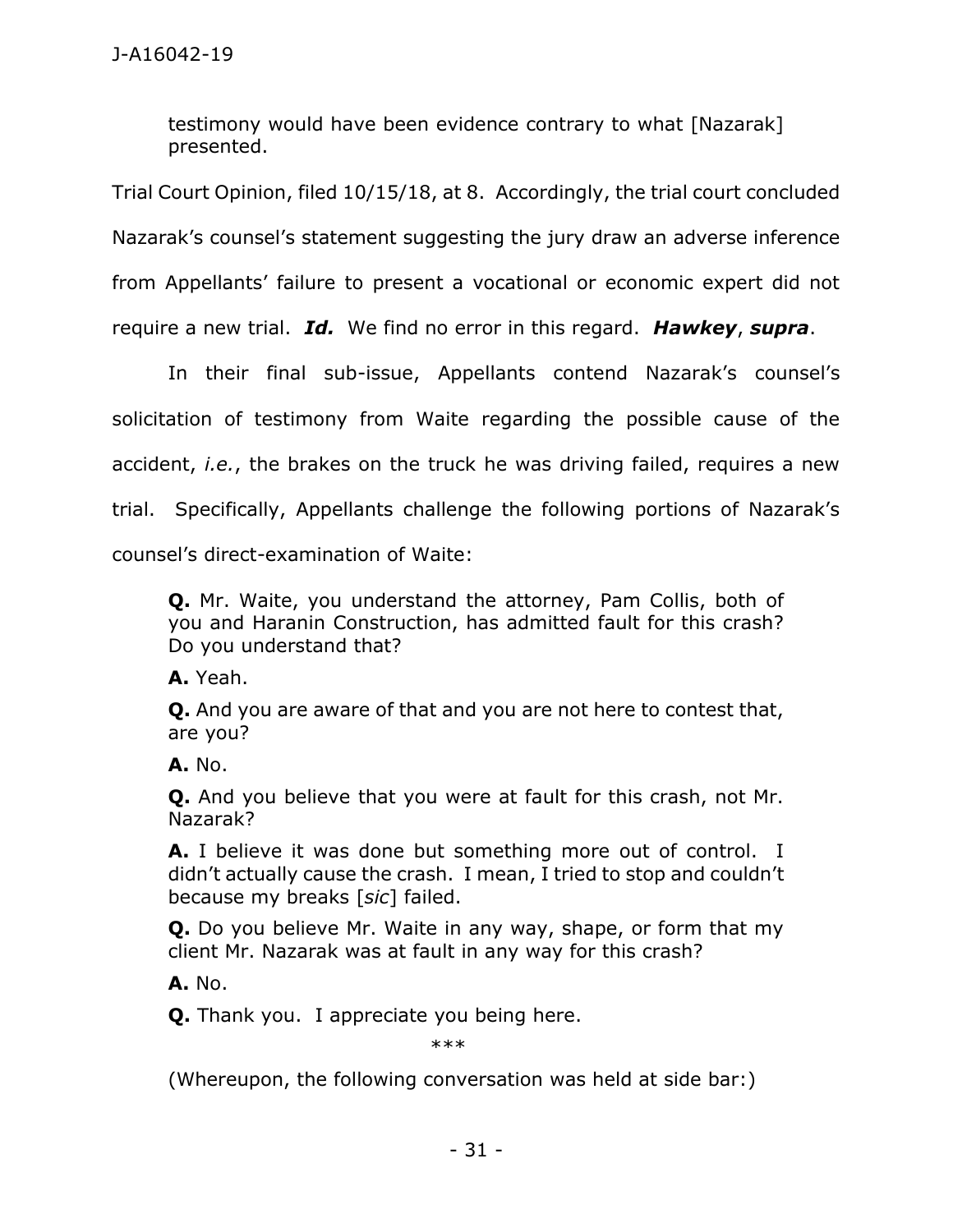testimony would have been evidence contrary to what [Nazarak] presented.

Trial Court Opinion, filed 10/15/18, at 8. Accordingly, the trial court concluded Nazarak's counsel's statement suggesting the jury draw an adverse inference from Appellants' failure to present a vocational or economic expert did not require a new trial. ***Id.*** We find no error in this regard. ***Hawkey***, ***supra***.

In their final sub-issue, Appellants contend Nazarak's counsel's solicitation of testimony from Waite regarding the possible cause of the accident, *i.e.*, the brakes on the truck he was driving failed, requires a new trial. Specifically, Appellants challenge the following portions of Nazarak's counsel's direct-examination of Waite:

> **Q.** Mr. Waite, you understand the attorney, Pam Collis, both of you and Haranin Construction, has admitted fault for this crash? Do you understand that?
>
> **A.** Yeah.
>
> **Q.** And you are aware of that and you are not here to contest that, are you?
>
> **A.** No.
>
> **Q.** And you believe that you were at fault for this crash, not Mr. Nazarak?
>
> **A.** I believe it was done but something more out of control. I didn't actually cause the crash. I mean, I tried to stop and couldn't because my breaks [*sic*] failed.
>
> **Q.** Do you believe Mr. Waite in any way, shape, or form that my client Mr. Nazarak was at fault in any way for this crash?
>
> **A.** No.
>
> **Q.** Thank you. I appreciate you being here.
>
> \*\*\*
>
> (Whereupon, the following conversation was held at side bar:)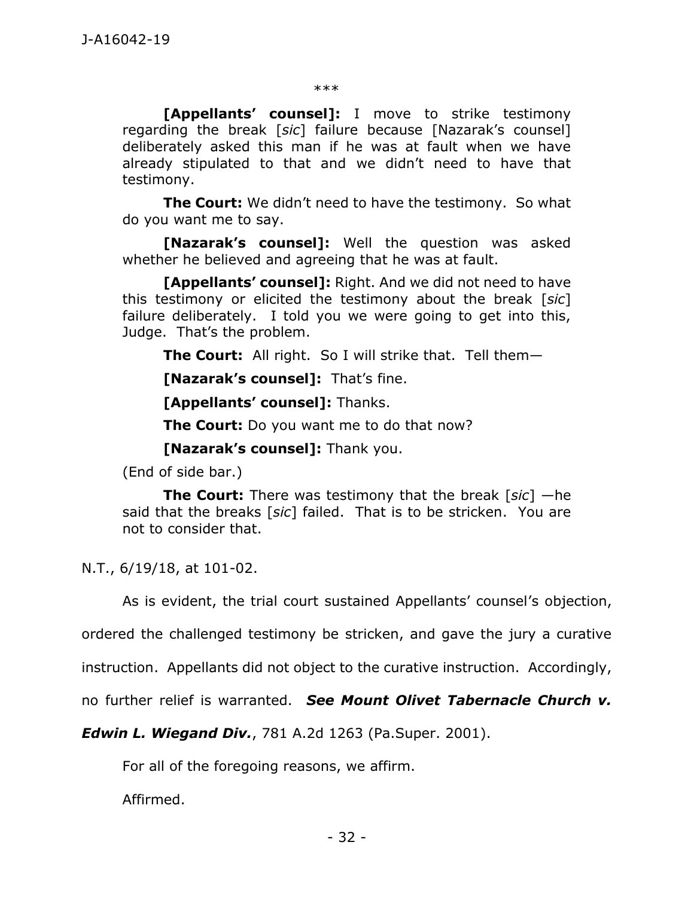\*\*\*

> **[Appellants' counsel]:** I move to strike testimony regarding the break [*sic*] failure because [Nazarak's counsel] deliberately asked this man if he was at fault when we have already stipulated to that and we didn't need to have that testimony.
>
> **The Court:** We didn't need to have the testimony. So what do you want me to say.
>
> **[Nazarak's counsel]:** Well the question was asked whether he believed and agreeing that he was at fault.
>
> **[Appellants' counsel]:** Right. And we did not need to have this testimony or elicited the testimony about the break [*sic*] failure deliberately. I told you we were going to get into this, Judge. That's the problem.
>
> **The Court:** All right. So I will strike that. Tell them—
>
> **[Nazarak's counsel]:** That's fine.
>
> **[Appellants' counsel]:** Thanks.
>
> **The Court:** Do you want me to do that now?
>
> **[Nazarak's counsel]:** Thank you.
>
> (End of side bar.)
>
> **The Court:** There was testimony that the break [*sic*] —he said that the breaks [*sic*] failed. That is to be stricken. You are not to consider that.

N.T., 6/19/18, at 101-02.

As is evident, the trial court sustained Appellants' counsel's objection, ordered the challenged testimony be stricken, and gave the jury a curative instruction. Appellants did not object to the curative instruction. Accordingly, no further relief is warranted. ***See Mount Olivet Tabernacle Church v. Edwin L. Wiegand Div.***, 781 A.2d 1263 (Pa.Super. 2001).

For all of the foregoing reasons, we affirm.

Affirmed.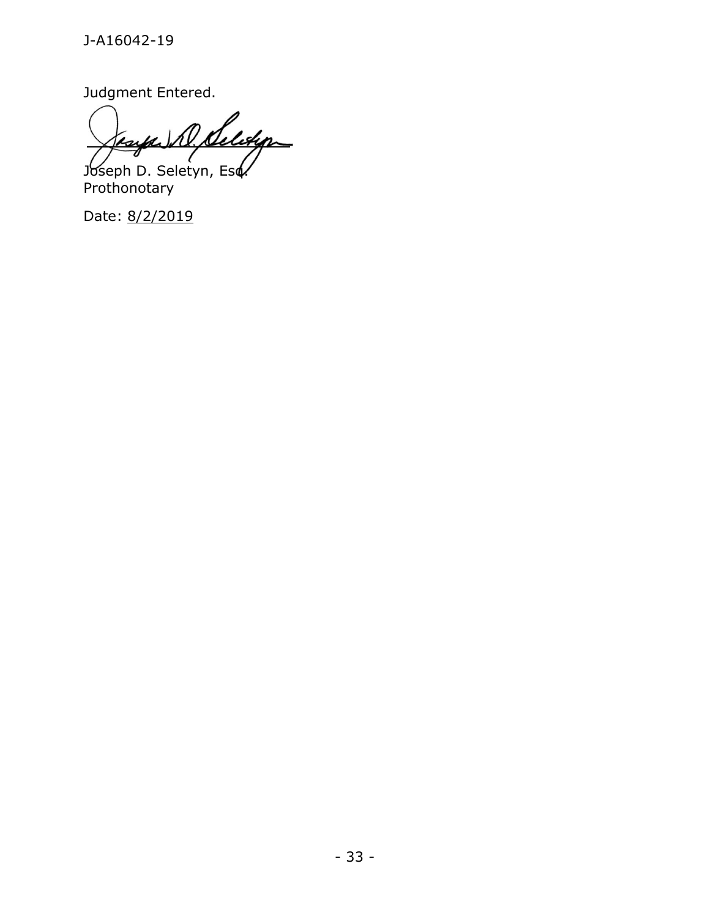Judgment Entered.

Joseph D. Seletyn, Esq.
Prothonotary

Date: 8/2/2019